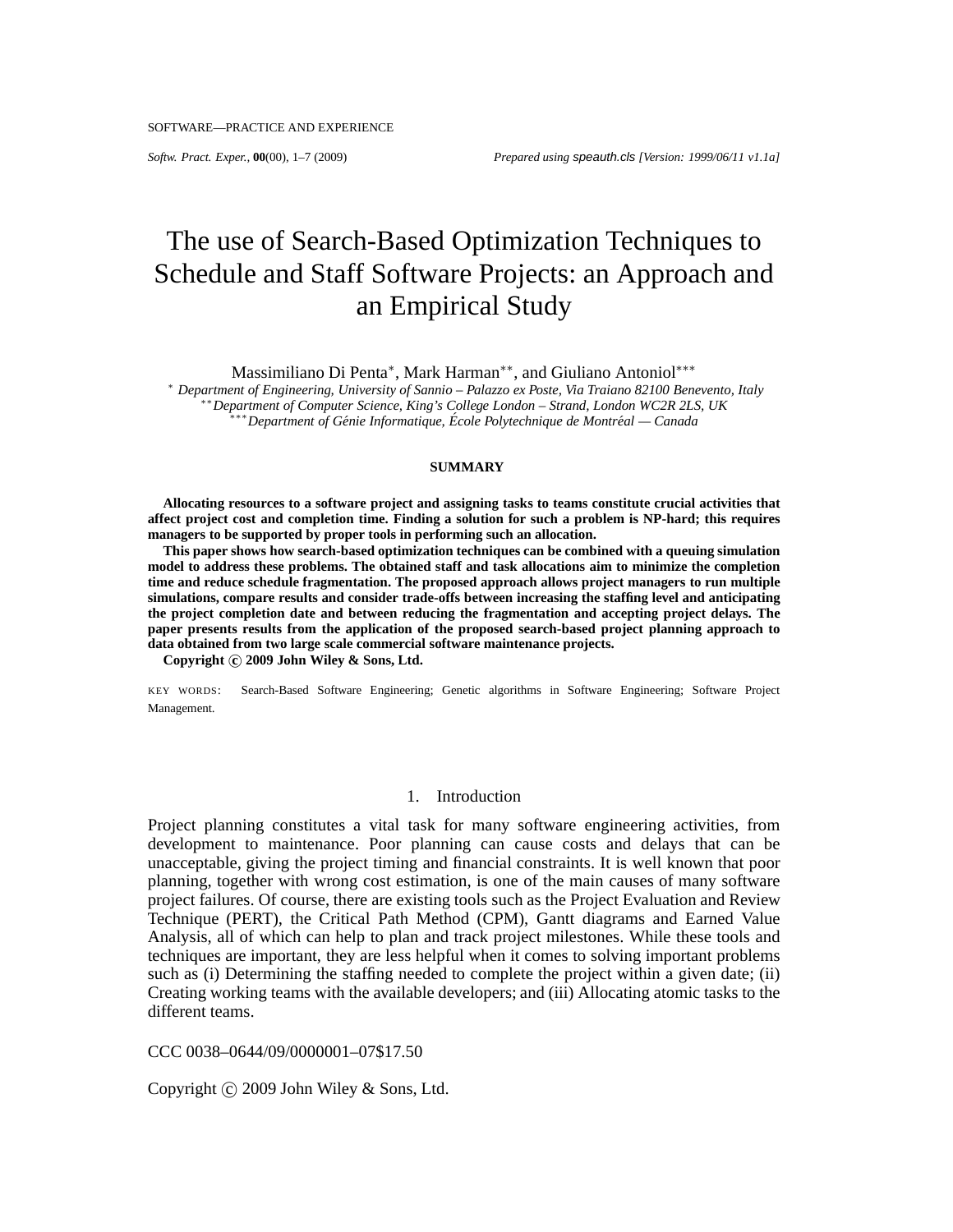# The use of Search-Based Optimization Techniques to Schedule and Staff Software Projects: an Approach and an Empirical Study

Massimiliano Di Penta[*], Mark Harman[**], and Giuliano Antoniol[***]

[*] *Department of Engineering, University of Sannio – Palazzo ex Poste, Via Traiano 82100 Benevento, Italy*
[**] *Department of Computer Science, King's College London – Strand, London WC2R 2LS, UK*
[***] *Department of Génie Informatique, École Polytechnique de Montréal — Canada*

**SUMMARY**

**Allocating resources to a software project and assigning tasks to teams constitute crucial activities that affect project cost and completion time. Finding a solution for such a problem is NP-hard; this requires managers to be supported by proper tools in performing such an allocation.**

**This paper shows how search-based optimization techniques can be combined with a queuing simulation model to address these problems. The obtained staff and task allocations aim to minimize the completion time and reduce schedule fragmentation. The proposed approach allows project managers to run multiple simulations, compare results and consider trade-offs between increasing the staffing level and anticipating the project completion date and between reducing the fragmentation and accepting project delays. The paper presents results from the application of the proposed search-based project planning approach to data obtained from two large scale commercial software maintenance projects.**

**Copyright © 2009 John Wiley & Sons, Ltd.**

KEY WORDS: Search-Based Software Engineering; Genetic algorithms in Software Engineering; Software Project Management.

## 1. Introduction

Project planning constitutes a vital task for many software engineering activities, from development to maintenance. Poor planning can cause costs and delays that can be unacceptable, giving the project timing and financial constraints. It is well known that poor planning, together with wrong cost estimation, is one of the main causes of many software project failures. Of course, there are existing tools such as the Project Evaluation and Review Technique (PERT), the Critical Path Method (CPM), Gantt diagrams and Earned Value Analysis, all of which can help to plan and track project milestones. While these tools and techniques are important, they are less helpful when it comes to solving important problems such as (i) Determining the staffing needed to complete the project within a given date; (ii) Creating working teams with the available developers; and (iii) Allocating atomic tasks to the different teams.

CCC 0038–0644/09/0000001–07$17.50

Copyright © 2009 John Wiley & Sons, Ltd.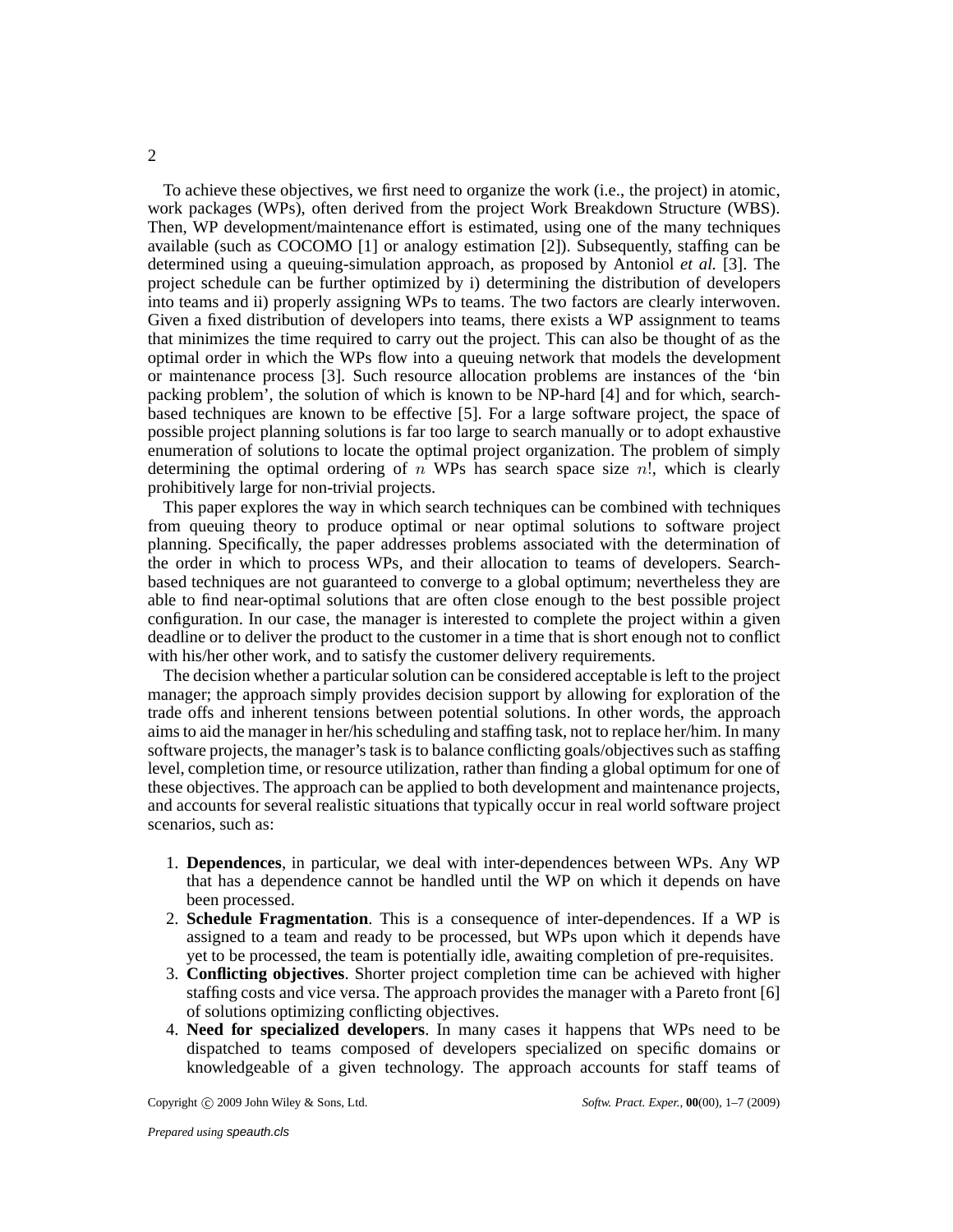To achieve these objectives, we first need to organize the work (i.e., the project) in atomic, work packages (WPs), often derived from the project Work Breakdown Structure (WBS). Then, WP development/maintenance effort is estimated, using one of the many techniques available (such as COCOMO [1] or analogy estimation [2]). Subsequently, staffing can be determined using a queuing-simulation approach, as proposed by Antoniol *et al.* [3]. The project schedule can be further optimized by i) determining the distribution of developers into teams and ii) properly assigning WPs to teams. The two factors are clearly interwoven. Given a fixed distribution of developers into teams, there exists a WP assignment to teams that minimizes the time required to carry out the project. This can also be thought of as the optimal order in which the WPs flow into a queuing network that models the development or maintenance process [3]. Such resource allocation problems are instances of the 'bin packing problem', the solution of which is known to be NP-hard [4] and for which, search-based techniques are known to be effective [5]. For a large software project, the space of possible project planning solutions is far too large to search manually or to adopt exhaustive enumeration of solutions to locate the optimal project organization. The problem of simply determining the optimal ordering of $n$ WPs has search space size $n!$, which is clearly prohibitively large for non-trivial projects.

This paper explores the way in which search techniques can be combined with techniques from queuing theory to produce optimal or near optimal solutions to software project planning. Specifically, the paper addresses problems associated with the determination of the order in which to process WPs, and their allocation to teams of developers. Search-based techniques are not guaranteed to converge to a global optimum; nevertheless they are able to find near-optimal solutions that are often close enough to the best possible project configuration. In our case, the manager is interested to complete the project within a given deadline or to deliver the product to the customer in a time that is short enough not to conflict with his/her other work, and to satisfy the customer delivery requirements.

The decision whether a particular solution can be considered acceptable is left to the project manager; the approach simply provides decision support by allowing for exploration of the trade offs and inherent tensions between potential solutions. In other words, the approach aims to aid the manager in her/his scheduling and staffing task, not to replace her/him. In many software projects, the manager's task is to balance conflicting goals/objectives such as staffing level, completion time, or resource utilization, rather than finding a global optimum for one of these objectives. The approach can be applied to both development and maintenance projects, and accounts for several realistic situations that typically occur in real world software project scenarios, such as:

1. **Dependences**, in particular, we deal with inter-dependences between WPs. Any WP that has a dependence cannot be handled until the WP on which it depends on have been processed.
2. **Schedule Fragmentation**. This is a consequence of inter-dependences. If a WP is assigned to a team and ready to be processed, but WPs upon which it depends have yet to be processed, the team is potentially idle, awaiting completion of pre-requisites.
3. **Conflicting objectives**. Shorter project completion time can be achieved with higher staffing costs and vice versa. The approach provides the manager with a Pareto front [6] of solutions optimizing conflicting objectives.
4. **Need for specialized developers**. In many cases it happens that WPs need to be dispatched to teams composed of developers specialized on specific domains or knowledgeable of a given technology. The approach accounts for staff teams of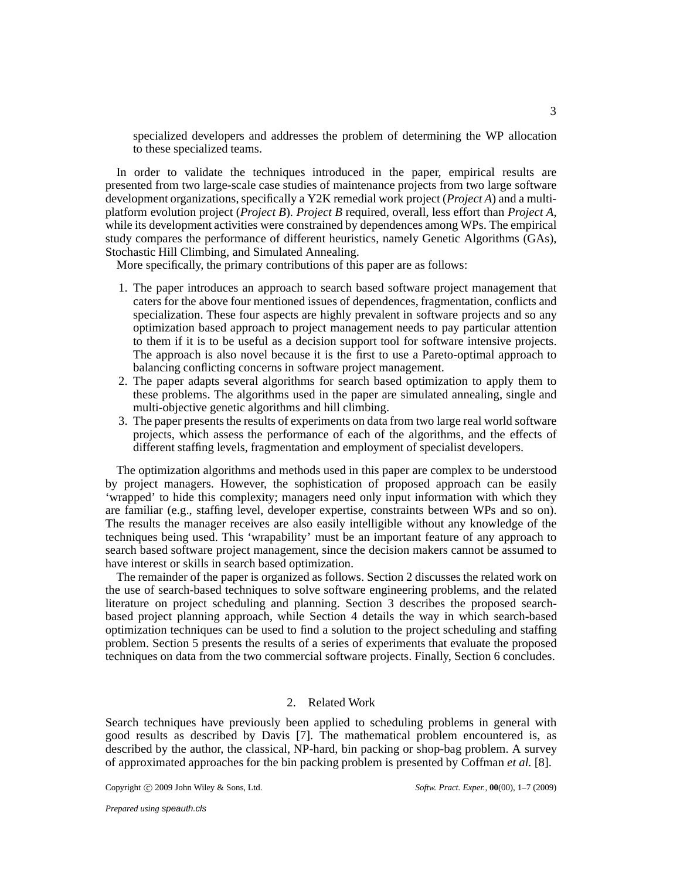specialized developers and addresses the problem of determining the WP allocation to these specialized teams.

In order to validate the techniques introduced in the paper, empirical results are presented from two large-scale case studies of maintenance projects from two large software development organizations, specifically a Y2K remedial work project (*Project A*) and a multi-platform evolution project (*Project B*). *Project B* required, overall, less effort than *Project A*, while its development activities were constrained by dependences among WPs. The empirical study compares the performance of different heuristics, namely Genetic Algorithms (GAs), Stochastic Hill Climbing, and Simulated Annealing.

More specifically, the primary contributions of this paper are as follows:

1. The paper introduces an approach to search based software project management that caters for the above four mentioned issues of dependences, fragmentation, conflicts and specialization. These four aspects are highly prevalent in software projects and so any optimization based approach to project management needs to pay particular attention to them if it is to be useful as a decision support tool for software intensive projects. The approach is also novel because it is the first to use a Pareto-optimal approach to balancing conflicting concerns in software project management.
2. The paper adapts several algorithms for search based optimization to apply them to these problems. The algorithms used in the paper are simulated annealing, single and multi-objective genetic algorithms and hill climbing.
3. The paper presents the results of experiments on data from two large real world software projects, which assess the performance of each of the algorithms, and the effects of different staffing levels, fragmentation and employment of specialist developers.

The optimization algorithms and methods used in this paper are complex to be understood by project managers. However, the sophistication of proposed approach can be easily 'wrapped' to hide this complexity; managers need only input information with which they are familiar (e.g., staffing level, developer expertise, constraints between WPs and so on). The results the manager receives are also easily intelligible without any knowledge of the techniques being used. This 'wrapability' must be an important feature of any approach to search based software project management, since the decision makers cannot be assumed to have interest or skills in search based optimization.

The remainder of the paper is organized as follows. Section 2 discusses the related work on the use of search-based techniques to solve software engineering problems, and the related literature on project scheduling and planning. Section 3 describes the proposed search-based project planning approach, while Section 4 details the way in which search-based optimization techniques can be used to find a solution to the project scheduling and staffing problem. Section 5 presents the results of a series of experiments that evaluate the proposed techniques on data from the two commercial software projects. Finally, Section 6 concludes.

## 2. Related Work

Search techniques have previously been applied to scheduling problems in general with good results as described by Davis [7]. The mathematical problem encountered is, as described by the author, the classical, NP-hard, bin packing or shop-bag problem. A survey of approximated approaches for the bin packing problem is presented by Coffman *et al.* [8].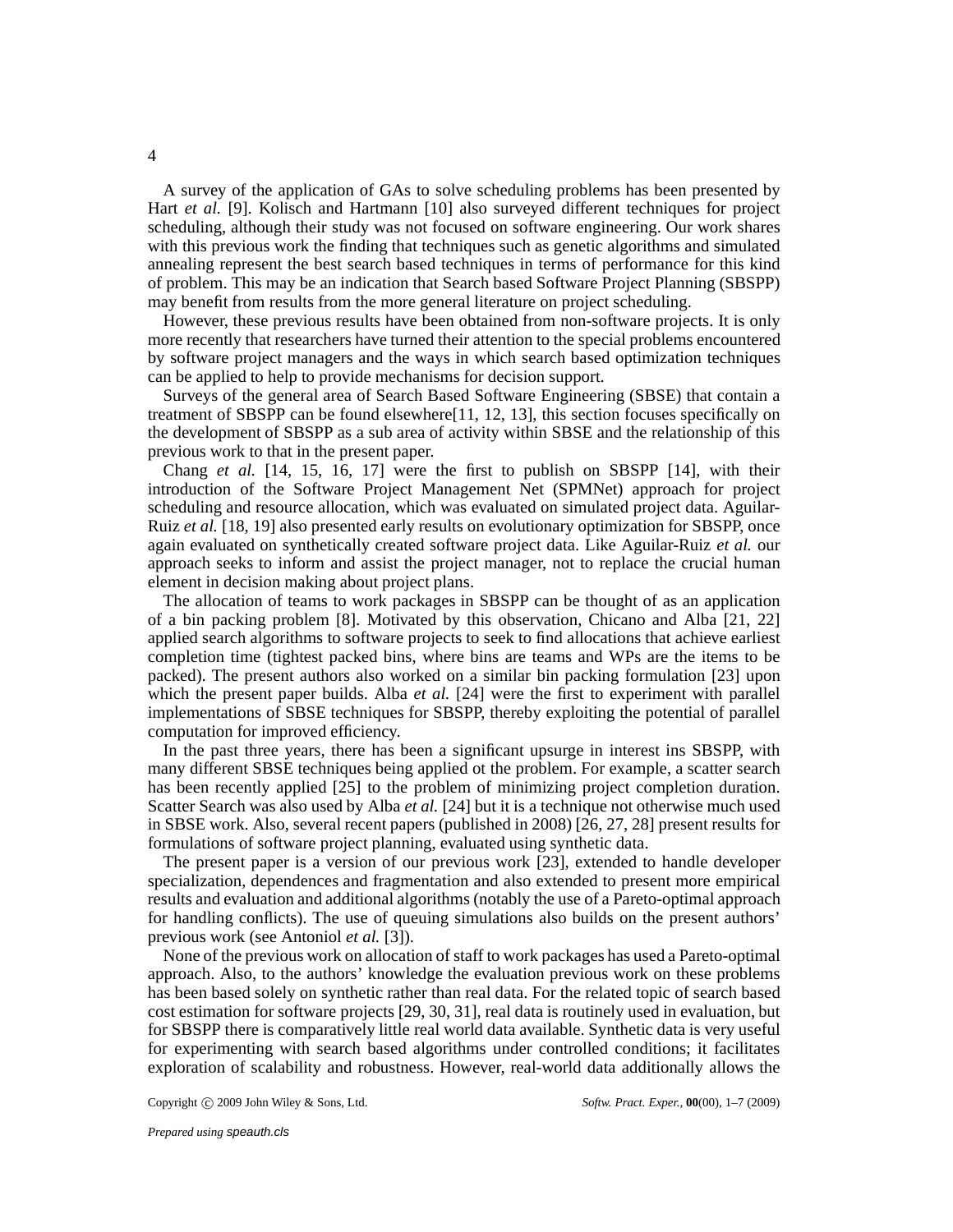A survey of the application of GAs to solve scheduling problems has been presented by Hart *et al.* [9]. Kolisch and Hartmann [10] also surveyed different techniques for project scheduling, although their study was not focused on software engineering. Our work shares with this previous work the finding that techniques such as genetic algorithms and simulated annealing represent the best search based techniques in terms of performance for this kind of problem. This may be an indication that Search based Software Project Planning (SBSPP) may benefit from results from the more general literature on project scheduling.

However, these previous results have been obtained from non-software projects. It is only more recently that researchers have turned their attention to the special problems encountered by software project managers and the ways in which search based optimization techniques can be applied to help to provide mechanisms for decision support.

Surveys of the general area of Search Based Software Engineering (SBSE) that contain a treatment of SBSPP can be found elsewhere[11, 12, 13], this section focuses specifically on the development of SBSPP as a sub area of activity within SBSE and the relationship of this previous work to that in the present paper.

Chang *et al.* [14, 15, 16, 17] were the first to publish on SBSPP [14], with their introduction of the Software Project Management Net (SPMNet) approach for project scheduling and resource allocation, which was evaluated on simulated project data. Aguilar-Ruiz *et al.* [18, 19] also presented early results on evolutionary optimization for SBSPP, once again evaluated on synthetically created software project data. Like Aguilar-Ruiz *et al.* our approach seeks to inform and assist the project manager, not to replace the crucial human element in decision making about project plans.

The allocation of teams to work packages in SBSPP can be thought of as an application of a bin packing problem [8]. Motivated by this observation, Chicano and Alba [21, 22] applied search algorithms to software projects to seek to find allocations that achieve earliest completion time (tightest packed bins, where bins are teams and WPs are the items to be packed). The present authors also worked on a similar bin packing formulation [23] upon which the present paper builds. Alba *et al.* [24] were the first to experiment with parallel implementations of SBSE techniques for SBSPP, thereby exploiting the potential of parallel computation for improved efficiency.

In the past three years, there has been a significant upsurge in interest ins SBSPP, with many different SBSE techniques being applied ot the problem. For example, a scatter search has been recently applied [25] to the problem of minimizing project completion duration. Scatter Search was also used by Alba *et al.* [24] but it is a technique not otherwise much used in SBSE work. Also, several recent papers (published in 2008) [26, 27, 28] present results for formulations of software project planning, evaluated using synthetic data.

The present paper is a version of our previous work [23], extended to handle developer specialization, dependences and fragmentation and also extended to present more empirical results and evaluation and additional algorithms (notably the use of a Pareto-optimal approach for handling conflicts). The use of queuing simulations also builds on the present authors' previous work (see Antoniol *et al.* [3]).

None of the previous work on allocation of staff to work packages has used a Pareto-optimal approach. Also, to the authors' knowledge the evaluation previous work on these problems has been based solely on synthetic rather than real data. For the related topic of search based cost estimation for software projects [29, 30, 31], real data is routinely used in evaluation, but for SBSPP there is comparatively little real world data available. Synthetic data is very useful for experimenting with search based algorithms under controlled conditions; it facilitates exploration of scalability and robustness. However, real-world data additionally allows the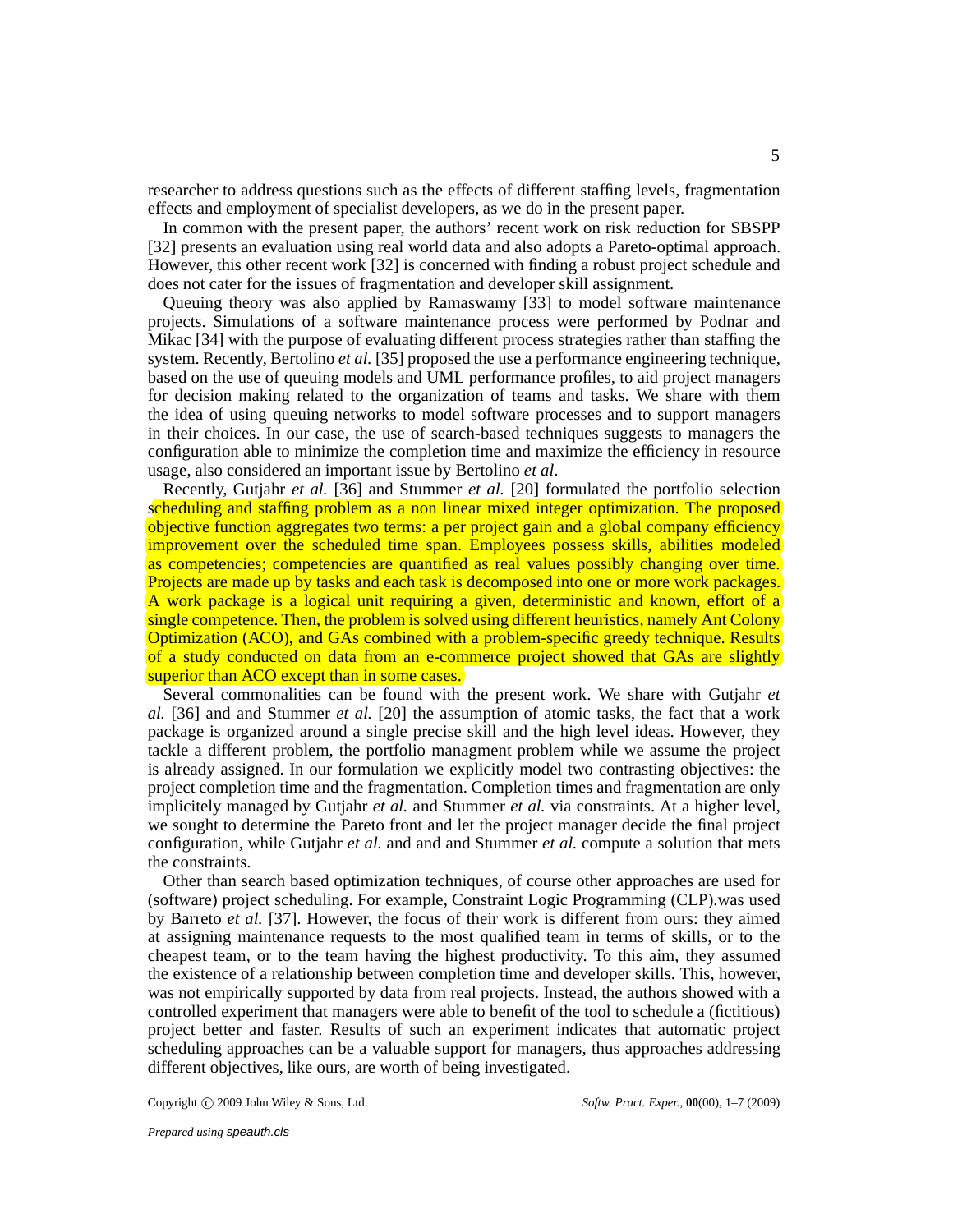researcher to address questions such as the effects of different staffing levels, fragmentation effects and employment of specialist developers, as we do in the present paper.

In common with the present paper, the authors' recent work on risk reduction for SBSPP [32] presents an evaluation using real world data and also adopts a Pareto-optimal approach. However, this other recent work [32] is concerned with finding a robust project schedule and does not cater for the issues of fragmentation and developer skill assignment.

Queuing theory was also applied by Ramaswamy [33] to model software maintenance projects. Simulations of a software maintenance process were performed by Podnar and Mikac [34] with the purpose of evaluating different process strategies rather than staffing the system. Recently, Bertolino *et al.* [35] proposed the use a performance engineering technique, based on the use of queuing models and UML performance profiles, to aid project managers for decision making related to the organization of teams and tasks. We share with them the idea of using queuing networks to model software processes and to support managers in their choices. In our case, the use of search-based techniques suggests to managers the configuration able to minimize the completion time and maximize the efficiency in resource usage, also considered an important issue by Bertolino *et al*.

Recently, Gutjahr *et al.* [36] and Stummer *et al.* [20] formulated the portfolio selection scheduling and staffing problem as a non linear mixed integer optimization. The proposed objective function aggregates two terms: a per project gain and a global company efficiency improvement over the scheduled time span. Employees possess skills, abilities modeled as competencies; competencies are quantified as real values possibly changing over time. Projects are made up by tasks and each task is decomposed into one or more work packages. A work package is a logical unit requiring a given, deterministic and known, effort of a single competence. Then, the problem is solved using different heuristics, namely Ant Colony Optimization (ACO), and GAs combined with a problem-specific greedy technique. Results of a study conducted on data from an e-commerce project showed that GAs are slightly superior than ACO except than in some cases.

Several commonalities can be found with the present work. We share with Gutjahr *et al.* [36] and and Stummer *et al.* [20] the assumption of atomic tasks, the fact that a work package is organized around a single precise skill and the high level ideas. However, they tackle a different problem, the portfolio managment problem while we assume the project is already assigned. In our formulation we explicitly model two contrasting objectives: the project completion time and the fragmentation. Completion times and fragmentation are only implicitely managed by Gutjahr *et al.* and Stummer *et al.* via constraints. At a higher level, we sought to determine the Pareto front and let the project manager decide the final project configuration, while Gutjahr *et al.* and and and Stummer *et al.* compute a solution that mets the constraints.

Other than search based optimization techniques, of course other approaches are used for (software) project scheduling. For example, Constraint Logic Programming (CLP).was used by Barreto *et al.* [37]. However, the focus of their work is different from ours: they aimed at assigning maintenance requests to the most qualified team in terms of skills, or to the cheapest team, or to the team having the highest productivity. To this aim, they assumed the existence of a relationship between completion time and developer skills. This, however, was not empirically supported by data from real projects. Instead, the authors showed with a controlled experiment that managers were able to benefit of the tool to schedule a (fictitious) project better and faster. Results of such an experiment indicates that automatic project scheduling approaches can be a valuable support for managers, thus approaches addressing different objectives, like ours, are worth of being investigated.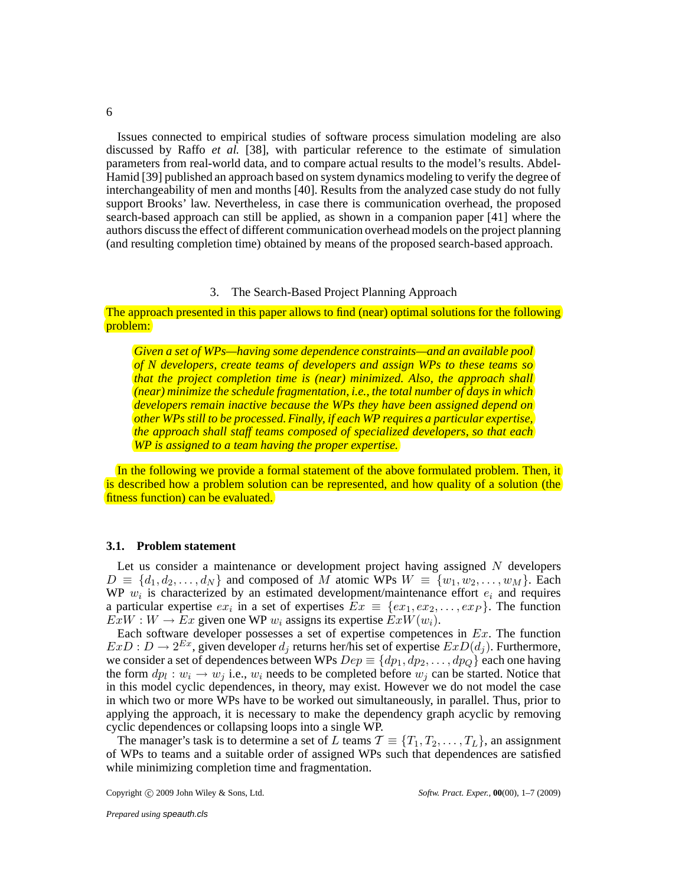Issues connected to empirical studies of software process simulation modeling are also discussed by Raffo *et al.* [38], with particular reference to the estimate of simulation parameters from real-world data, and to compare actual results to the model's results. Abdel-Hamid [39] published an approach based on system dynamics modeling to verify the degree of interchangeability of men and months [40]. Results from the analyzed case study do not fully support Brooks' law. Nevertheless, in case there is communication overhead, the proposed search-based approach can still be applied, as shown in a companion paper [41] where the authors discuss the effect of different communication overhead models on the project planning (and resulting completion time) obtained by means of the proposed search-based approach.

## 3. The Search-Based Project Planning Approach

The approach presented in this paper allows to find (near) optimal solutions for the following problem:

> *Given a set of WPs—having some dependence constraints—and an available pool of N developers, create teams of developers and assign WPs to these teams so that the project completion time is (near) minimized. Also, the approach shall (near) minimize the schedule fragmentation, i.e., the total number of days in which developers remain inactive because the WPs they have been assigned depend on other WPs still to be processed. Finally, if each WP requires a particular expertise, the approach shall staff teams composed of specialized developers, so that each WP is assigned to a team having the proper expertise.*

In the following we provide a formal statement of the above formulated problem. Then, it is described how a problem solution can be represented, and how quality of a solution (the fitness function) can be evaluated.

### 3.1. Problem statement

Let us consider a maintenance or development project having assigned $N$ developers $D \equiv \{d_1, d_2, \dots, d_N\}$ and composed of $M$ atomic WPs $W \equiv \{w_1, w_2, \dots, w_M\}$. Each WP $w_i$ is characterized by an estimated development/maintenance effort $e_i$ and requires a particular expertise $ex_i$ in a set of expertises $Ex \equiv \{ex_1, ex_2, \dots, ex_P\}$. The function $ExW : W \rightarrow Ex$ given one WP $w_i$ assigns its expertise $ExW(w_i)$.

Each software developer possesses a set of expertise competences in $Ex$. The function $ExD : D \rightarrow 2^{Ex}$, given developer $d_j$ returns her/his set of expertise $ExD(d_j)$. Furthermore, we consider a set of dependences between WPs $Dep \equiv \{dp_1, dp_2, \dots, dp_Q\}$ each one having the form $dp_l : w_i \rightarrow w_j$ i.e., $w_i$ needs to be completed before $w_j$ can be started. Notice that in this model cyclic dependences, in theory, may exist. However we do not model the case in which two or more WPs have to be worked out simultaneously, in parallel. Thus, prior to applying the approach, it is necessary to make the dependency graph acyclic by removing cyclic dependences or collapsing loops into a single WP.

The manager's task is to determine a set of $L$ teams $\mathcal{T} \equiv \{T_1, T_2, \dots, T_L\}$, an assignment of WPs to teams and a suitable order of assigned WPs such that dependences are satisfied while minimizing completion time and fragmentation.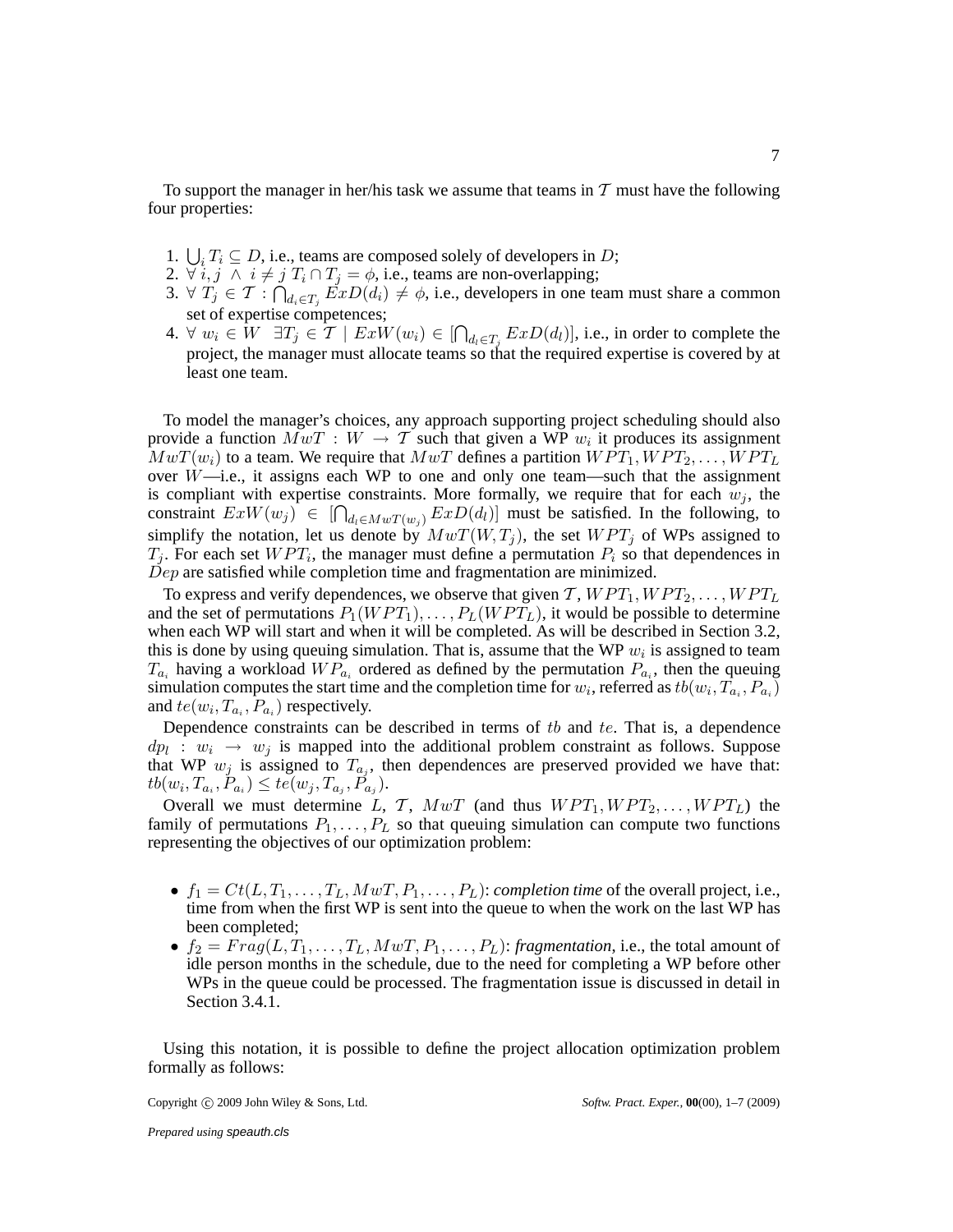To support the manager in her/his task we assume that teams in $\mathcal{T}$ must have the following four properties:

1. $\bigcup_i T_i \subseteq D$, i.e., teams are composed solely of developers in $D$;
2. $\forall\ i, j\ \wedge\ i \neq j\ T_i \cap T_j = \phi$, i.e., teams are non-overlapping;
3. $\forall\ T_j \in \mathcal{T} : \bigcap_{d_i \in T_j} ExD(d_i) \neq \phi$, i.e., developers in one team must share a common set of expertise competences;
4. $\forall\ w_i \in W\ \ \exists T_j \in \mathcal{T}\ |\ ExW(w_i) \in [\bigcap_{d_l \in T_j} ExD(d_l)]$, i.e., in order to complete the project, the manager must allocate teams so that the required expertise is covered by at least one team.

To model the manager's choices, any approach supporting project scheduling should also provide a function $MwT : W \rightarrow \mathcal{T}$ such that given a WP $w_i$ it produces its assignment $MwT(w_i)$ to a team. We require that $MwT$ defines a partition $WPT_1, WPT_2, \ldots, WPT_L$ over $W$—i.e., it assigns each WP to one and only one team—such that the assignment is compliant with expertise constraints. More formally, we require that for each $w_j$, the constraint $ExW(w_j) \in [\bigcap_{d_l \in MwT(w_j)} ExD(d_l)]$ must be satisfied. In the following, to simplify the notation, let us denote by $MwT(W, T_j)$, the set $WPT_j$ of WPs assigned to $T_j$. For each set $WPT_i$, the manager must define a permutation $P_i$ so that dependences in $Dep$ are satisfied while completion time and fragmentation are minimized.

To express and verify dependences, we observe that given $\mathcal{T}$, $WPT_1, WPT_2, \ldots, WPT_L$ and the set of permutations $P_1(WPT_1), \ldots, P_L(WPT_L)$, it would be possible to determine when each WP will start and when it will be completed. As will be described in Section 3.2, this is done by using queuing simulation. That is, assume that the WP $w_i$ is assigned to team $T_{a_i}$ having a workload $WP_{a_i}$ ordered as defined by the permutation $P_{a_i}$, then the queuing simulation computes the start time and the completion time for $w_i$, referred as $tb(w_i, T_{a_i}, P_{a_i})$ and $te(w_i, T_{a_i}, P_{a_i})$ respectively.

Dependence constraints can be described in terms of $tb$ and $te$. That is, a dependence $dp_l : w_i \rightarrow w_j$ is mapped into the additional problem constraint as follows. Suppose that WP $w_j$ is assigned to $T_{a_j}$, then dependences are preserved provided we have that: $tb(w_i, T_{a_i}, P_{a_i}) \leq te(w_j, T_{a_j}, P_{a_j})$.

Overall we must determine $L$, $\mathcal{T}$, $MwT$ (and thus $WPT_1, WPT_2, \ldots, WPT_L$) the family of permutations $P_1, \ldots, P_L$ so that queuing simulation can compute two functions representing the objectives of our optimization problem:

- $f_1 = Ct(L, T_1, \ldots, T_L, MwT, P_1, \ldots, P_L)$: *completion time* of the overall project, i.e., time from when the first WP is sent into the queue to when the work on the last WP has been completed;
- $f_2 = Frag(L, T_1, \ldots, T_L, MwT, P_1, \ldots, P_L)$: *fragmentation*, i.e., the total amount of idle person months in the schedule, due to the need for completing a WP before other WPs in the queue could be processed. The fragmentation issue is discussed in detail in Section 3.4.1.

Using this notation, it is possible to define the project allocation optimization problem formally as follows: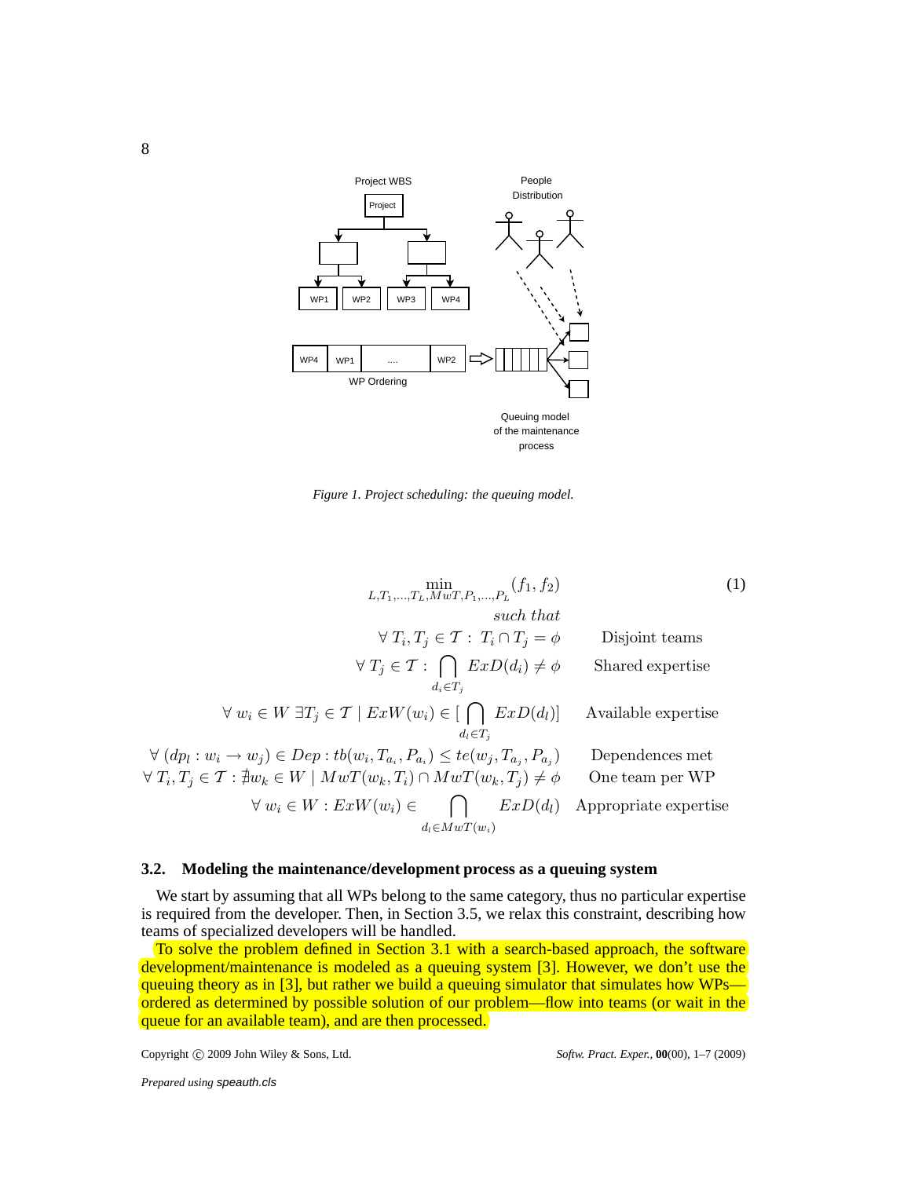Figure 1. Project scheduling: the queuing model.

$$
\begin{aligned}
&\min_{L,T_1,\ldots,T_L,MwT,P_1,\ldots,P_L} (f_1, f_2) && (1)\\
&such\ that \\
&\forall\, T_i, T_j \in \mathcal{T} :\ T_i \cap T_j = \phi && \text{Disjoint teams}\\
&\forall\, T_j \in \mathcal{T} :\ \bigcap_{d_i \in T_j} ExD(d_i) \neq \phi && \text{Shared expertise}\\
&\forall\, w_i \in W\ \exists T_j \in \mathcal{T} \mid ExW(w_i) \in [\bigcap_{d_l \in T_j} ExD(d_l)] && \text{Available expertise}\\
&\forall\, (dp_l : w_i \rightarrow w_j) \in Dep : tb(w_i, T_{a_i}, P_{a_i}) \leq te(w_j, T_{a_j}, P_{a_j}) && \text{Dependences met}\\
&\forall\, T_i, T_j \in \mathcal{T} : \nexists w_k \in W \mid MwT(w_k, T_i) \cap MwT(w_k, T_j) \neq \phi && \text{One team per WP}\\
&\forall\, w_i \in W : ExW(w_i) \in \bigcap_{d_l \in MwT(w_i)} ExD(d_l) && \text{Appropriate expertise}
\end{aligned}
$$

### 3.2. Modeling the maintenance/development process as a queuing system

We start by assuming that all WPs belong to the same category, thus no particular expertise is required from the developer. Then, in Section 3.5, we relax this constraint, describing how teams of specialized developers will be handled.

To solve the problem defined in Section 3.1 with a search-based approach, the software development/maintenance is modeled as a queuing system [3]. However, we don't use the queuing theory as in [3], but rather we build a queuing simulator that simulates how WPs—ordered as determined by possible solution of our problem—flow into teams (or wait in the queue for an available team), and are then processed.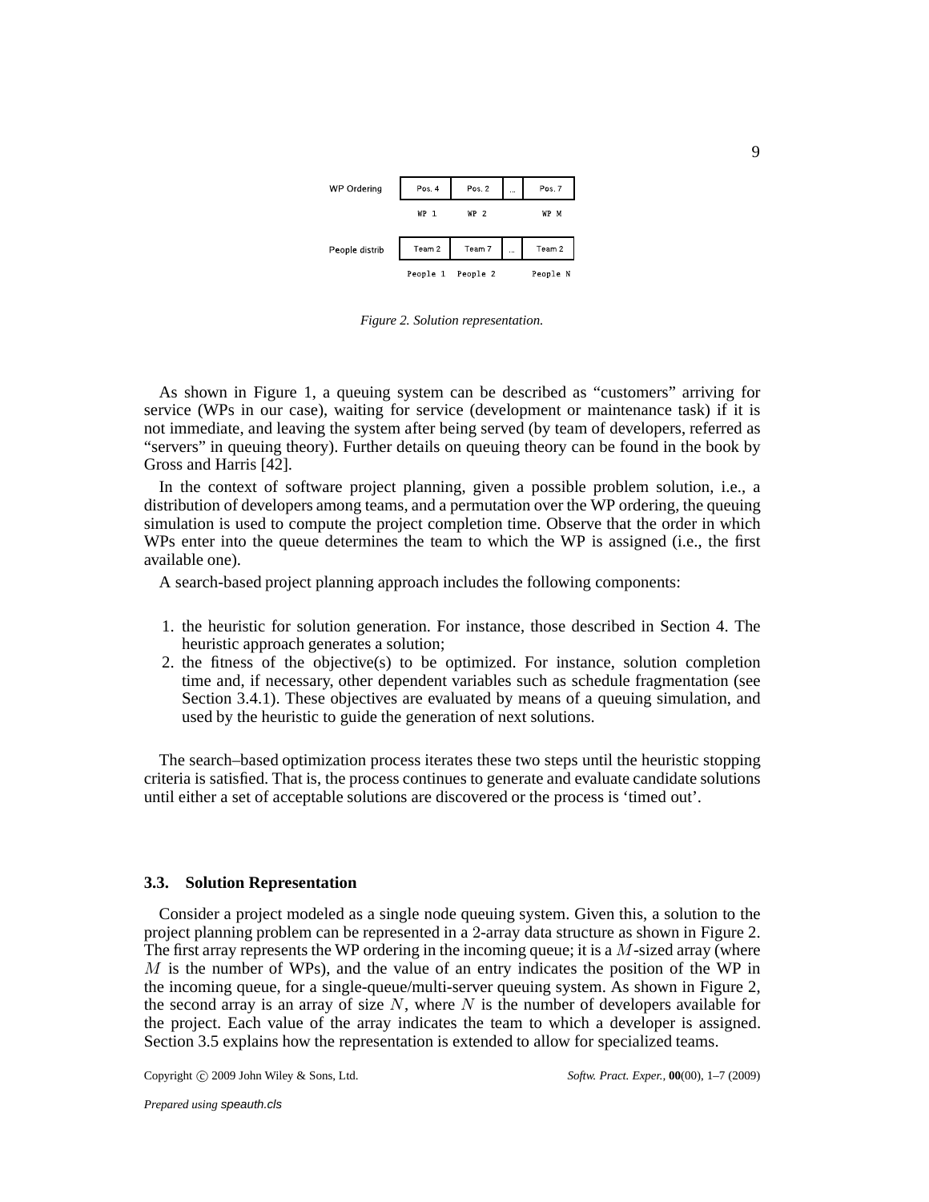| WP Ordering | Pos. 4 | Pos. 2 | ... | Pos. 7 |
|---|---|---|---|---|
| | WP 1 | WP 2 | | WP M |
| People distrib | Team 2 | Team 7 | ... | Team 2 |
| | People 1 | People 2 | | People N |

*Figure 2. Solution representation.*

As shown in Figure 1, a queuing system can be described as "customers" arriving for service (WPs in our case), waiting for service (development or maintenance task) if it is not immediate, and leaving the system after being served (by team of developers, referred as "servers" in queuing theory). Further details on queuing theory can be found in the book by Gross and Harris [42].

In the context of software project planning, given a possible problem solution, i.e., a distribution of developers among teams, and a permutation over the WP ordering, the queuing simulation is used to compute the project completion time. Observe that the order in which WPs enter into the queue determines the team to which the WP is assigned (i.e., the first available one).

A search-based project planning approach includes the following components:

1. the heuristic for solution generation. For instance, those described in Section 4. The heuristic approach generates a solution;
2. the fitness of the objective(s) to be optimized. For instance, solution completion time and, if necessary, other dependent variables such as schedule fragmentation (see Section 3.4.1). These objectives are evaluated by means of a queuing simulation, and used by the heuristic to guide the generation of next solutions.

The search–based optimization process iterates these two steps until the heuristic stopping criteria is satisfied. That is, the process continues to generate and evaluate candidate solutions until either a set of acceptable solutions are discovered or the process is 'timed out'.

### 3.3. Solution Representation

Consider a project modeled as a single node queuing system. Given this, a solution to the project planning problem can be represented in a 2-array data structure as shown in Figure 2. The first array represents the WP ordering in the incoming queue; it is a $M$-sized array (where $M$ is the number of WPs), and the value of an entry indicates the position of the WP in the incoming queue, for a single-queue/multi-server queuing system. As shown in Figure 2, the second array is an array of size $N$, where $N$ is the number of developers available for the project. Each value of the array indicates the team to which a developer is assigned. Section 3.5 explains how the representation is extended to allow for specialized teams.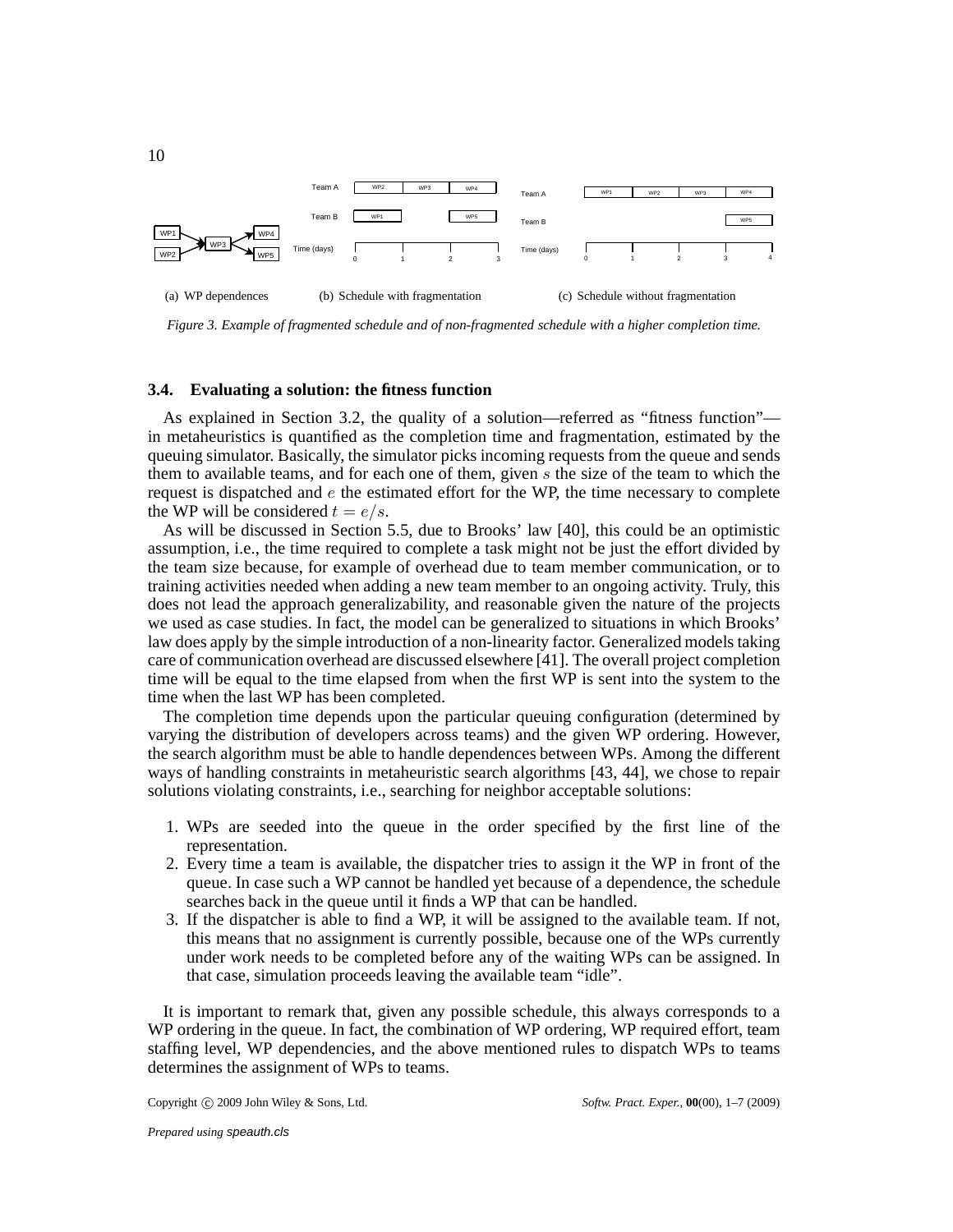(a) WP dependences (b) Schedule with fragmentation (c) Schedule without fragmentation

*Figure 3. Example of fragmented schedule and of non-fragmented schedule with a higher completion time.*

### 3.4. Evaluating a solution: the fitness function

As explained in Section 3.2, the quality of a solution—referred as "fitness function"—in metaheuristics is quantified as the completion time and fragmentation, estimated by the queuing simulator. Basically, the simulator picks incoming requests from the queue and sends them to available teams, and for each one of them, given $s$ the size of the team to which the request is dispatched and $e$ the estimated effort for the WP, the time necessary to complete the WP will be considered $t = e/s$.

As will be discussed in Section 5.5, due to Brooks' law [40], this could be an optimistic assumption, i.e., the time required to complete a task might not be just the effort divided by the team size because, for example of overhead due to team member communication, or to training activities needed when adding a new team member to an ongoing activity. Truly, this does not lead the approach generalizability, and reasonable given the nature of the projects we used as case studies. In fact, the model can be generalized to situations in which Brooks' law does apply by the simple introduction of a non-linearity factor. Generalized models taking care of communication overhead are discussed elsewhere [41]. The overall project completion time will be equal to the time elapsed from when the first WP is sent into the system to the time when the last WP has been completed.

The completion time depends upon the particular queuing configuration (determined by varying the distribution of developers across teams) and the given WP ordering. However, the search algorithm must be able to handle dependences between WPs. Among the different ways of handling constraints in metaheuristic search algorithms [43, 44], we chose to repair solutions violating constraints, i.e., searching for neighbor acceptable solutions:

1. WPs are seeded into the queue in the order specified by the first line of the representation.
2. Every time a team is available, the dispatcher tries to assign it the WP in front of the queue. In case such a WP cannot be handled yet because of a dependence, the schedule searches back in the queue until it finds a WP that can be handled.
3. If the dispatcher is able to find a WP, it will be assigned to the available team. If not, this means that no assignment is currently possible, because one of the WPs currently under work needs to be completed before any of the waiting WPs can be assigned. In that case, simulation proceeds leaving the available team "idle".

It is important to remark that, given any possible schedule, this always corresponds to a WP ordering in the queue. In fact, the combination of WP ordering, WP required effort, team staffing level, WP dependencies, and the above mentioned rules to dispatch WPs to teams determines the assignment of WPs to teams.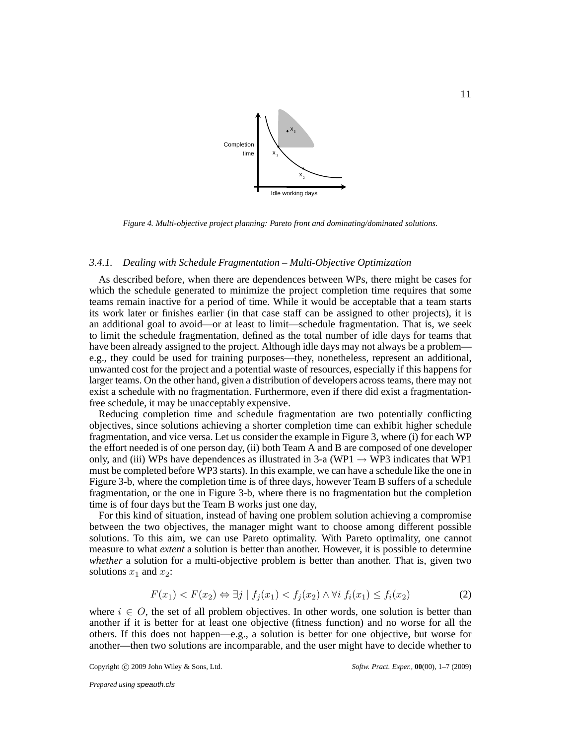Figure 4. Multi-objective project planning: Pareto front and dominating/dominated solutions.

#### 3.4.1. Dealing with Schedule Fragmentation – Multi-Objective Optimization

As described before, when there are dependences between WPs, there might be cases for which the schedule generated to minimize the project completion time requires that some teams remain inactive for a period of time. While it would be acceptable that a team starts its work later or finishes earlier (in that case staff can be assigned to other projects), it is an additional goal to avoid—or at least to limit—schedule fragmentation. That is, we seek to limit the schedule fragmentation, defined as the total number of idle days for teams that have been already assigned to the project. Although idle days may not always be a problem—e.g., they could be used for training purposes—they, nonetheless, represent an additional, unwanted cost for the project and a potential waste of resources, especially if this happens for larger teams. On the other hand, given a distribution of developers across teams, there may not exist a schedule with no fragmentation. Furthermore, even if there did exist a fragmentation-free schedule, it may be unacceptably expensive.

Reducing completion time and schedule fragmentation are two potentially conflicting objectives, since solutions achieving a shorter completion time can exhibit higher schedule fragmentation, and vice versa. Let us consider the example in Figure 3, where (i) for each WP the effort needed is of one person day, (ii) both Team A and B are composed of one developer only, and (iii) WPs have dependences as illustrated in 3-a (WP1 $\rightarrow$ WP3 indicates that WP1 must be completed before WP3 starts). In this example, we can have a schedule like the one in Figure 3-b, where the completion time is of three days, however Team B suffers of a schedule fragmentation, or the one in Figure 3-b, where there is no fragmentation but the completion time is of four days but the Team B works just one day,

For this kind of situation, instead of having one problem solution achieving a compromise between the two objectives, the manager might want to choose among different possible solutions. To this aim, we can use Pareto optimality. With Pareto optimality, one cannot measure to what *extent* a solution is better than another. However, it is possible to determine *whether* a solution for a multi-objective problem is better than another. That is, given two solutions $x_1$ and $x_2$:

$$F(x_1) < F(x_2) \Leftrightarrow \exists j \mid f_j(x_1) < f_j(x_2) \wedge \forall i \; f_i(x_1) \leq f_i(x_2) \tag{2}$$

where $i \in O$, the set of all problem objectives. In other words, one solution is better than another if it is better for at least one objective (fitness function) and no worse for all the others. If this does not happen—e.g., a solution is better for one objective, but worse for another—then two solutions are incomparable, and the user might have to decide whether to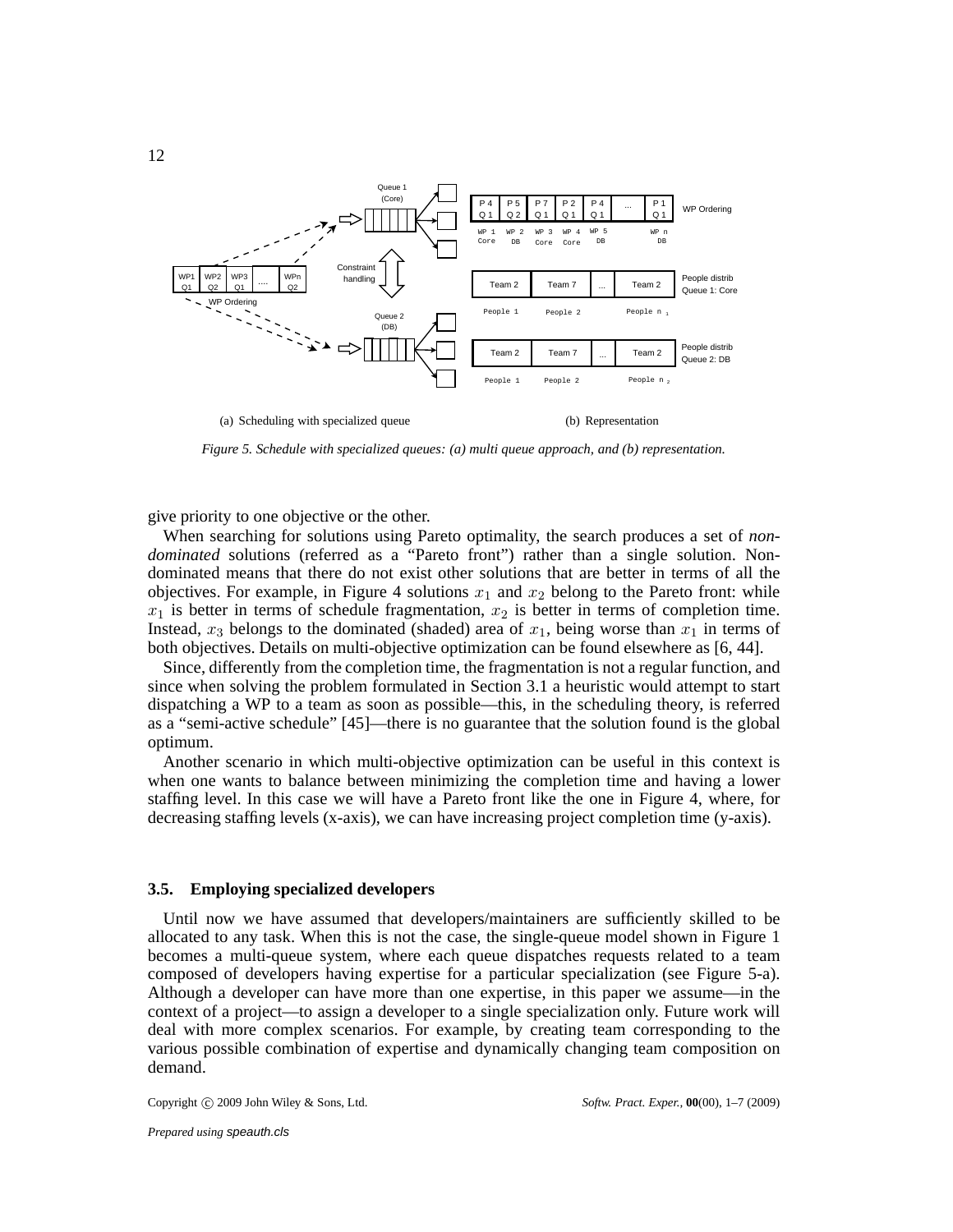(a) Scheduling with specialized queue

(b) Representation

*Figure 5. Schedule with specialized queues: (a) multi queue approach, and (b) representation.*

give priority to one objective or the other.

When searching for solutions using Pareto optimality, the search produces a set of *non-dominated* solutions (referred as a "Pareto front") rather than a single solution. Non-dominated means that there do not exist other solutions that are better in terms of all the objectives. For example, in Figure 4 solutions $x_1$ and $x_2$ belong to the Pareto front: while $x_1$ is better in terms of schedule fragmentation, $x_2$ is better in terms of completion time. Instead, $x_3$ belongs to the dominated (shaded) area of $x_1$, being worse than $x_1$ in terms of both objectives. Details on multi-objective optimization can be found elsewhere as [6, 44].

Since, differently from the completion time, the fragmentation is not a regular function, and since when solving the problem formulated in Section 3.1 a heuristic would attempt to start dispatching a WP to a team as soon as possible—this, in the scheduling theory, is referred as a "semi-active schedule" [45]—there is no guarantee that the solution found is the global optimum.

Another scenario in which multi-objective optimization can be useful in this context is when one wants to balance between minimizing the completion time and having a lower staffing level. In this case we will have a Pareto front like the one in Figure 4, where, for decreasing staffing levels (x-axis), we can have increasing project completion time (y-axis).

### 3.5. Employing specialized developers

Until now we have assumed that developers/maintainers are sufficiently skilled to be allocated to any task. When this is not the case, the single-queue model shown in Figure 1 becomes a multi-queue system, where each queue dispatches requests related to a team composed of developers having expertise for a particular specialization (see Figure 5-a). Although a developer can have more than one expertise, in this paper we assume—in the context of a project—to assign a developer to a single specialization only. Future work will deal with more complex scenarios. For example, by creating team corresponding to the various possible combination of expertise and dynamically changing team composition on demand.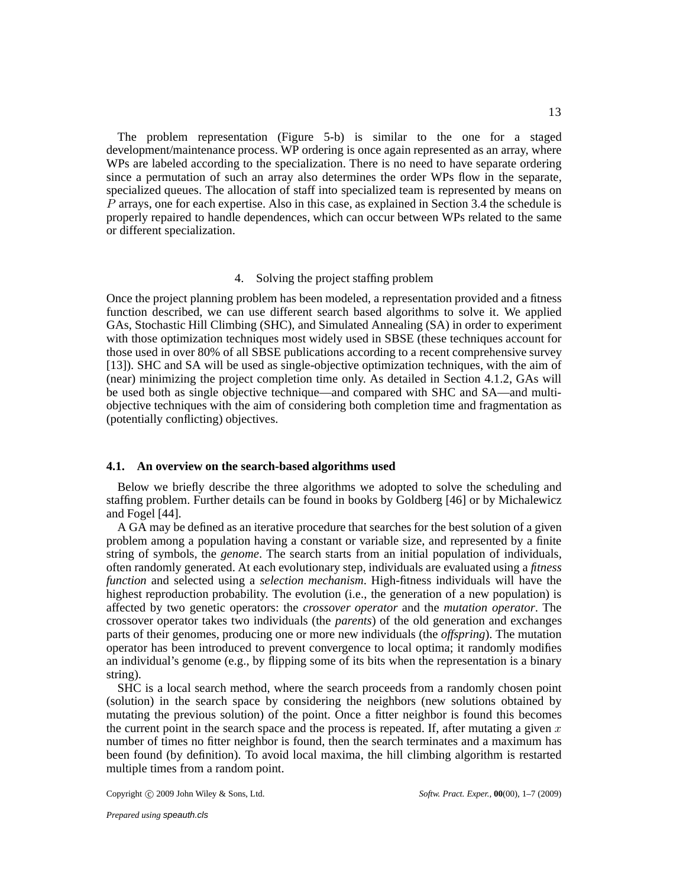The problem representation (Figure 5-b) is similar to the one for a staged development/maintenance process. WP ordering is once again represented as an array, where WPs are labeled according to the specialization. There is no need to have separate ordering since a permutation of such an array also determines the order WPs flow in the separate, specialized queues. The allocation of staff into specialized team is represented by means on $P$ arrays, one for each expertise. Also in this case, as explained in Section 3.4 the schedule is properly repaired to handle dependences, which can occur between WPs related to the same or different specialization.

# 4. Solving the project staffing problem

Once the project planning problem has been modeled, a representation provided and a fitness function described, we can use different search based algorithms to solve it. We applied GAs, Stochastic Hill Climbing (SHC), and Simulated Annealing (SA) in order to experiment with those optimization techniques most widely used in SBSE (these techniques account for those used in over 80% of all SBSE publications according to a recent comprehensive survey [13]). SHC and SA will be used as single-objective optimization techniques, with the aim of (near) minimizing the project completion time only. As detailed in Section 4.1.2, GAs will be used both as single objective technique—and compared with SHC and SA—and multi-objective techniques with the aim of considering both completion time and fragmentation as (potentially conflicting) objectives.

## 4.1. An overview on the search-based algorithms used

Below we briefly describe the three algorithms we adopted to solve the scheduling and staffing problem. Further details can be found in books by Goldberg [46] or by Michalewicz and Fogel [44].

A GA may be defined as an iterative procedure that searches for the best solution of a given problem among a population having a constant or variable size, and represented by a finite string of symbols, the *genome*. The search starts from an initial population of individuals, often randomly generated. At each evolutionary step, individuals are evaluated using a *fitness function* and selected using a *selection mechanism*. High-fitness individuals will have the highest reproduction probability. The evolution (i.e., the generation of a new population) is affected by two genetic operators: the *crossover operator* and the *mutation operator*. The crossover operator takes two individuals (the *parents*) of the old generation and exchanges parts of their genomes, producing one or more new individuals (the *offspring*). The mutation operator has been introduced to prevent convergence to local optima; it randomly modifies an individual's genome (e.g., by flipping some of its bits when the representation is a binary string).

SHC is a local search method, where the search proceeds from a randomly chosen point (solution) in the search space by considering the neighbors (new solutions obtained by mutating the previous solution) of the point. Once a fitter neighbor is found this becomes the current point in the search space and the process is repeated. If, after mutating a given $x$ number of times no fitter neighbor is found, then the search terminates and a maximum has been found (by definition). To avoid local maxima, the hill climbing algorithm is restarted multiple times from a random point.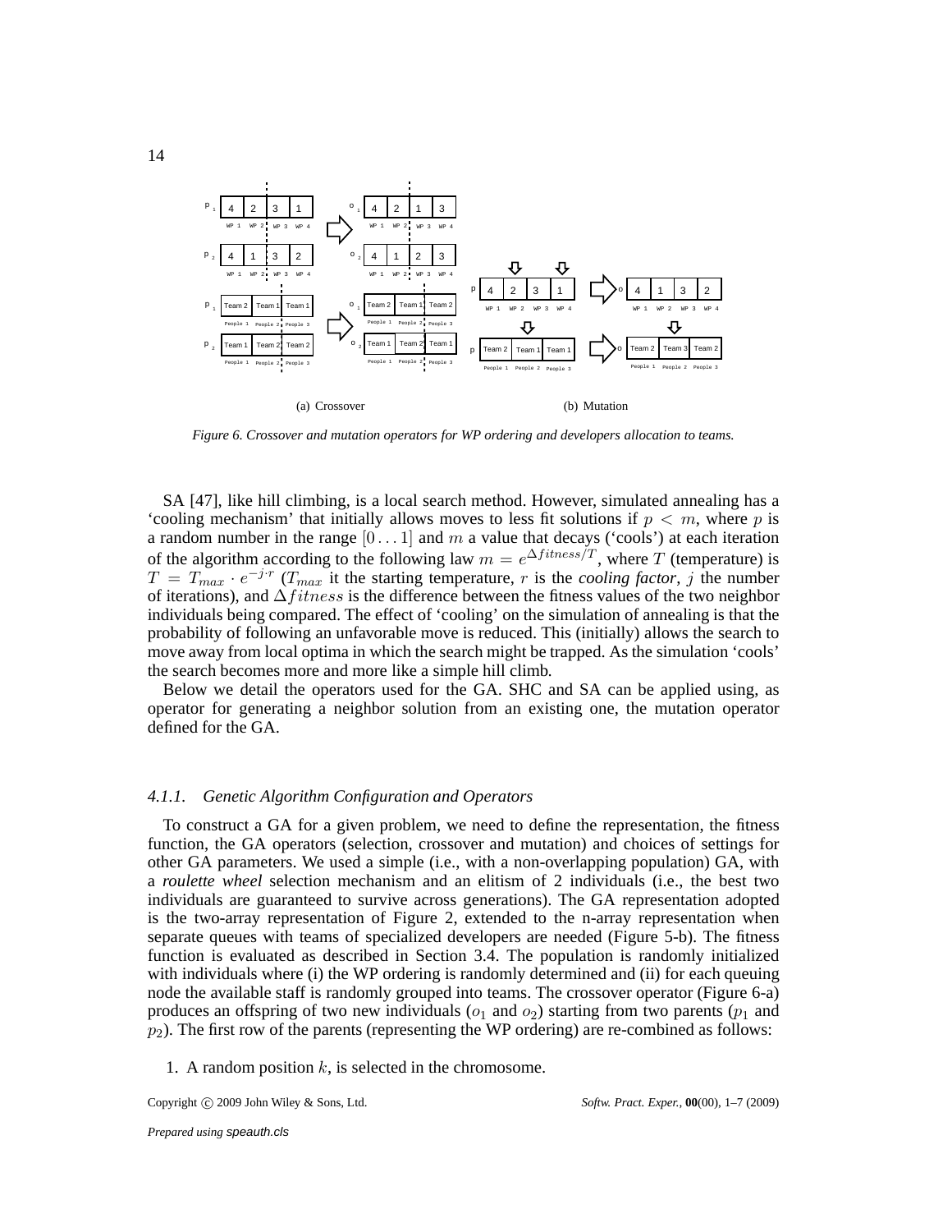(a) Crossover

(b) Mutation

*Figure 6. Crossover and mutation operators for WP ordering and developers allocation to teams.*

SA [47], like hill climbing, is a local search method. However, simulated annealing has a 'cooling mechanism' that initially allows moves to less fit solutions if $p < m$, where $p$ is a random number in the range $[0 \dots 1]$ and $m$ a value that decays ('cools') at each iteration of the algorithm according to the following law $m = e^{\Delta fitness/T}$, where $T$ (temperature) is $T = T_{max} \cdot e^{-j \cdot r}$ ($T_{max}$ it the starting temperature, $r$ is the *cooling factor*, $j$ the number of iterations), and $\Delta fitness$ is the difference between the fitness values of the two neighbor individuals being compared. The effect of 'cooling' on the simulation of annealing is that the probability of following an unfavorable move is reduced. This (initially) allows the search to move away from local optima in which the search might be trapped. As the simulation 'cools' the search becomes more and more like a simple hill climb.

Below we detail the operators used for the GA. SHC and SA can be applied using, as operator for generating a neighbor solution from an existing one, the mutation operator defined for the GA.

#### *4.1.1. Genetic Algorithm Configuration and Operators*

To construct a GA for a given problem, we need to define the representation, the fitness function, the GA operators (selection, crossover and mutation) and choices of settings for other GA parameters. We used a simple (i.e., with a non-overlapping population) GA, with a *roulette wheel* selection mechanism and an elitism of 2 individuals (i.e., the best two individuals are guaranteed to survive across generations). The GA representation adopted is the two-array representation of Figure 2, extended to the n-array representation when separate queues with teams of specialized developers are needed (Figure 5-b). The fitness function is evaluated as described in Section 3.4. The population is randomly initialized with individuals where (i) the WP ordering is randomly determined and (ii) for each queuing node the available staff is randomly grouped into teams. The crossover operator (Figure 6-a) produces an offspring of two new individuals ($o_1$ and $o_2$) starting from two parents ($p_1$ and $p_2$). The first row of the parents (representing the WP ordering) are re-combined as follows:

1. A random position $k$, is selected in the chromosome.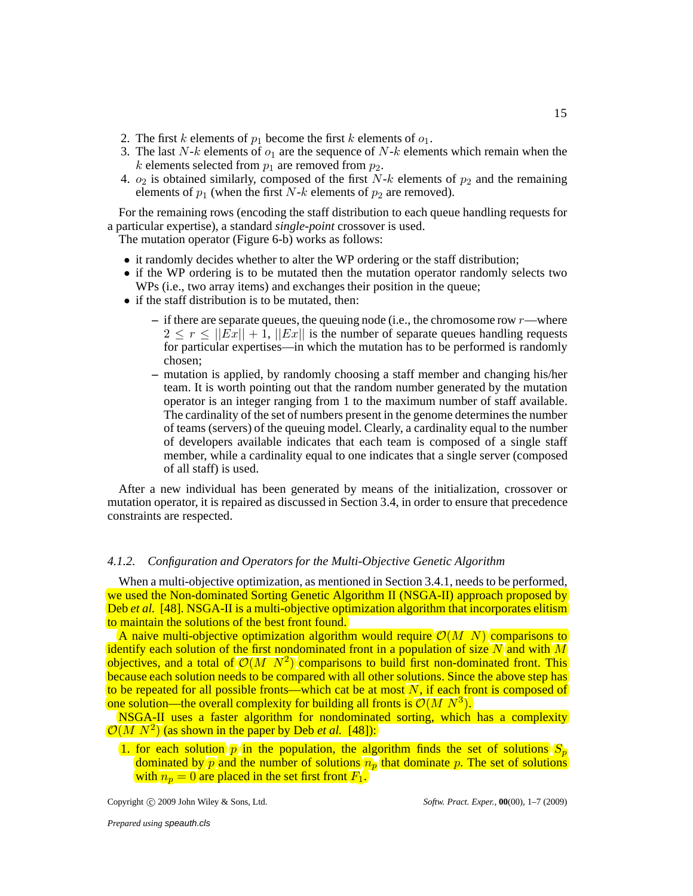2. The first $k$ elements of $p_1$ become the first $k$ elements of $o_1$.
3. The last $N$-$k$ elements of $o_1$ are the sequence of $N$-$k$ elements which remain when the $k$ elements selected from $p_1$ are removed from $p_2$.
4. $o_2$ is obtained similarly, composed of the first $N$-$k$ elements of $p_2$ and the remaining elements of $p_1$ (when the first $N$-$k$ elements of $p_2$ are removed).

For the remaining rows (encoding the staff distribution to each queue handling requests for a particular expertise), a standard *single-point* crossover is used.

The mutation operator (Figure 6-b) works as follows:

- it randomly decides whether to alter the WP ordering or the staff distribution;
- if the WP ordering is to be mutated then the mutation operator randomly selects two WPs (i.e., two array items) and exchanges their position in the queue;
- if the staff distribution is to be mutated, then:
  - if there are separate queues, the queuing node (i.e., the chromosome row $r$—where $2 \leq r \leq ||Ex|| + 1$, $||Ex||$ is the number of separate queues handling requests for particular expertises—in which the mutation has to be performed is randomly chosen;
  - mutation is applied, by randomly choosing a staff member and changing his/her team. It is worth pointing out that the random number generated by the mutation operator is an integer ranging from 1 to the maximum number of staff available. The cardinality of the set of numbers present in the genome determines the number of teams (servers) of the queuing model. Clearly, a cardinality equal to the number of developers available indicates that each team is composed of a single staff member, while a cardinality equal to one indicates that a single server (composed of all staff) is used.

After a new individual has been generated by means of the initialization, crossover or mutation operator, it is repaired as discussed in Section 3.4, in order to ensure that precedence constraints are respected.

#### 4.1.2. Configuration and Operators for the Multi-Objective Genetic Algorithm

When a multi-objective optimization, as mentioned in Section 3.4.1, needs to be performed, we used the Non-dominated Sorting Genetic Algorithm II (NSGA-II) approach proposed by Deb *et al.* [48]. NSGA-II is a multi-objective optimization algorithm that incorporates elitism to maintain the solutions of the best front found.

A naive multi-objective optimization algorithm would require $\mathcal{O}(M\ N)$ comparisons to identify each solution of the first nondominated front in a population of size $N$ and with $M$ objectives, and a total of $\mathcal{O}(M\ N^2)$ comparisons to build first non-dominated front. This because each solution needs to be compared with all other solutions. Since the above step has to be repeated for all possible fronts—which cat be at most $N$, if each front is composed of one solution—the overall complexity for building all fronts is $\mathcal{O}(M\ N^3)$.

NSGA-II uses a faster algorithm for nondominated sorting, which has a complexity $\mathcal{O}(M\ N^2)$ (as shown in the paper by Deb *et al.* [48]):

1. for each solution $p$ in the population, the algorithm finds the set of solutions $S_p$ dominated by $p$ and the number of solutions $n_p$ that dominate $p$. The set of solutions with $n_p = 0$ are placed in the set first front $F_1$.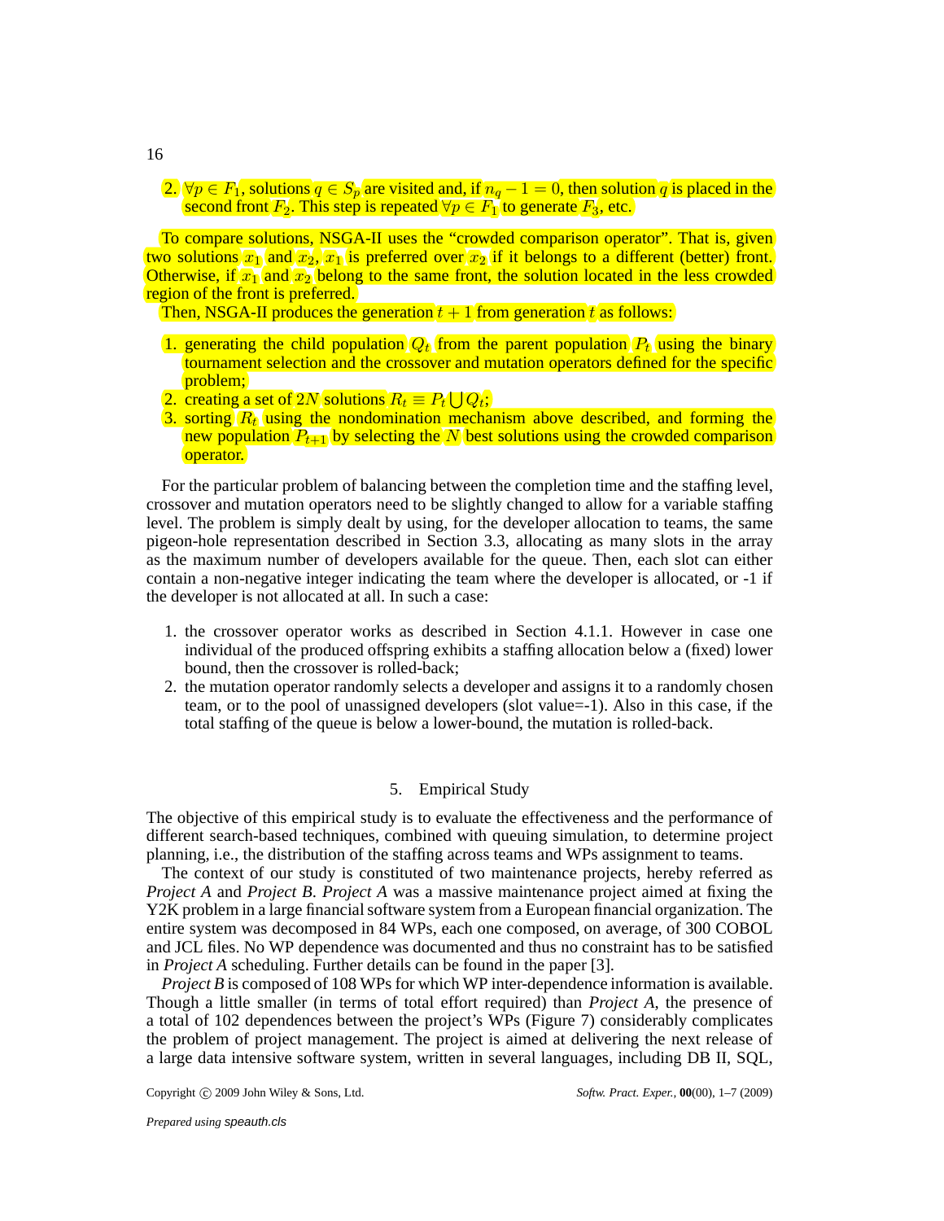2. $\forall p \in F_1$, solutions $q \in S_p$ are visited and, if $n_q - 1 = 0$, then solution $q$ is placed in the second front $F_2$. This step is repeated $\forall p \in F_1$ to generate $F_3$, etc.

To compare solutions, NSGA-II uses the "crowded comparison operator". That is, given two solutions $x_1$ and $x_2$, $x_1$ is preferred over $x_2$ if it belongs to a different (better) front. Otherwise, if $x_1$ and $x_2$ belong to the same front, the solution located in the less crowded region of the front is preferred.

Then, NSGA-II produces the generation $t+1$ from generation $t$ as follows:

1. generating the child population $Q_t$ from the parent population $P_t$ using the binary tournament selection and the crossover and mutation operators defined for the specific problem;
2. creating a set of $2N$ solutions $R_t \equiv P_t \bigcup Q_t$;
3. sorting $R_t$ using the nondomination mechanism above described, and forming the new population $P_{t+1}$ by selecting the $N$ best solutions using the crowded comparison operator.

For the particular problem of balancing between the completion time and the staffing level, crossover and mutation operators need to be slightly changed to allow for a variable staffing level. The problem is simply dealt by using, for the developer allocation to teams, the same pigeon-hole representation described in Section 3.3, allocating as many slots in the array as the maximum number of developers available for the queue. Then, each slot can either contain a non-negative integer indicating the team where the developer is allocated, or -1 if the developer is not allocated at all. In such a case:

1. the crossover operator works as described in Section 4.1.1. However in case one individual of the produced offspring exhibits a staffing allocation below a (fixed) lower bound, then the crossover is rolled-back;
2. the mutation operator randomly selects a developer and assigns it to a randomly chosen team, or to the pool of unassigned developers (slot value=-1). Also in this case, if the total staffing of the queue is below a lower-bound, the mutation is rolled-back.

## 5. Empirical Study

The objective of this empirical study is to evaluate the effectiveness and the performance of different search-based techniques, combined with queuing simulation, to determine project planning, i.e., the distribution of the staffing across teams and WPs assignment to teams.

The context of our study is constituted of two maintenance projects, hereby referred as *Project A* and *Project B*. *Project A* was a massive maintenance project aimed at fixing the Y2K problem in a large financial software system from a European financial organization. The entire system was decomposed in 84 WPs, each one composed, on average, of 300 COBOL and JCL files. No WP dependence was documented and thus no constraint has to be satisfied in *Project A* scheduling. Further details can be found in the paper [3].

*Project B* is composed of 108 WPs for which WP inter-dependence information is available. Though a little smaller (in terms of total effort required) than *Project A*, the presence of a total of 102 dependences between the project's WPs (Figure 7) considerably complicates the problem of project management. The project is aimed at delivering the next release of a large data intensive software system, written in several languages, including DB II, SQL,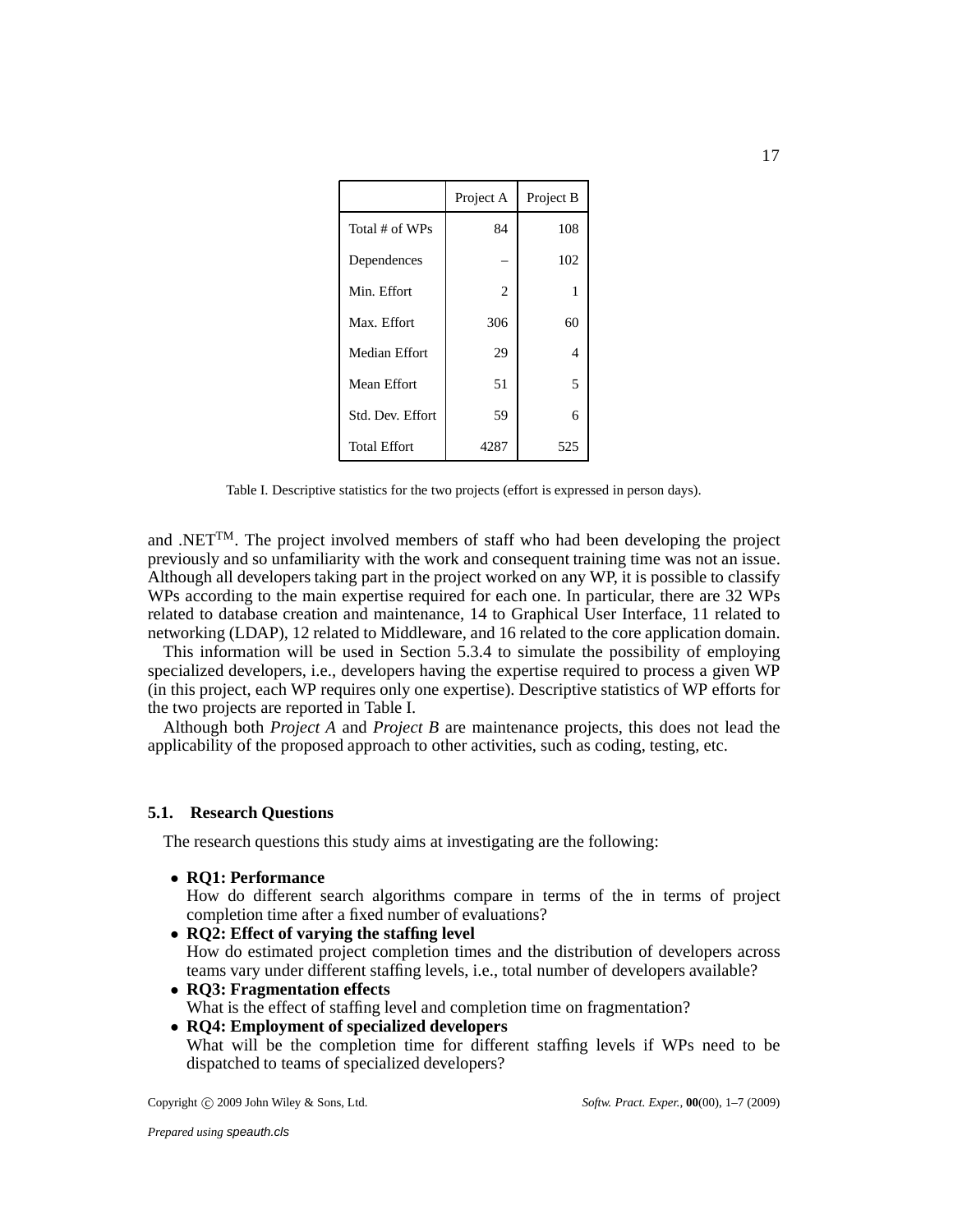| | Project A | Project B |
|---|---|---|
| Total # of WPs | 84 | 108 |
| Dependences | – | 102 |
| Min. Effort | 2 | 1 |
| Max. Effort | 306 | 60 |
| Median Effort | 29 | 4 |
| Mean Effort | 51 | 5 |
| Std. Dev. Effort | 59 | 6 |
| Total Effort | 4287 | 525 |

Table I. Descriptive statistics for the two projects (effort is expressed in person days).

and .NET™. The project involved members of staff who had been developing the project previously and so unfamiliarity with the work and consequent training time was not an issue. Although all developers taking part in the project worked on any WP, it is possible to classify WPs according to the main expertise required for each one. In particular, there are 32 WPs related to database creation and maintenance, 14 to Graphical User Interface, 11 related to networking (LDAP), 12 related to Middleware, and 16 related to the core application domain.

This information will be used in Section 5.3.4 to simulate the possibility of employing specialized developers, i.e., developers having the expertise required to process a given WP (in this project, each WP requires only one expertise). Descriptive statistics of WP efforts for the two projects are reported in Table I.

Although both *Project A* and *Project B* are maintenance projects, this does not lead the applicability of the proposed approach to other activities, such as coding, testing, etc.

### 5.1. Research Questions

The research questions this study aims at investigating are the following:

- **RQ1: Performance**
  How do different search algorithms compare in terms of the in terms of project completion time after a fixed number of evaluations?
- **RQ2: Effect of varying the staffing level**
  How do estimated project completion times and the distribution of developers across teams vary under different staffing levels, i.e., total number of developers available?
- **RQ3: Fragmentation effects**
  What is the effect of staffing level and completion time on fragmentation?
- **RQ4: Employment of specialized developers**
  What will be the completion time for different staffing levels if WPs need to be dispatched to teams of specialized developers?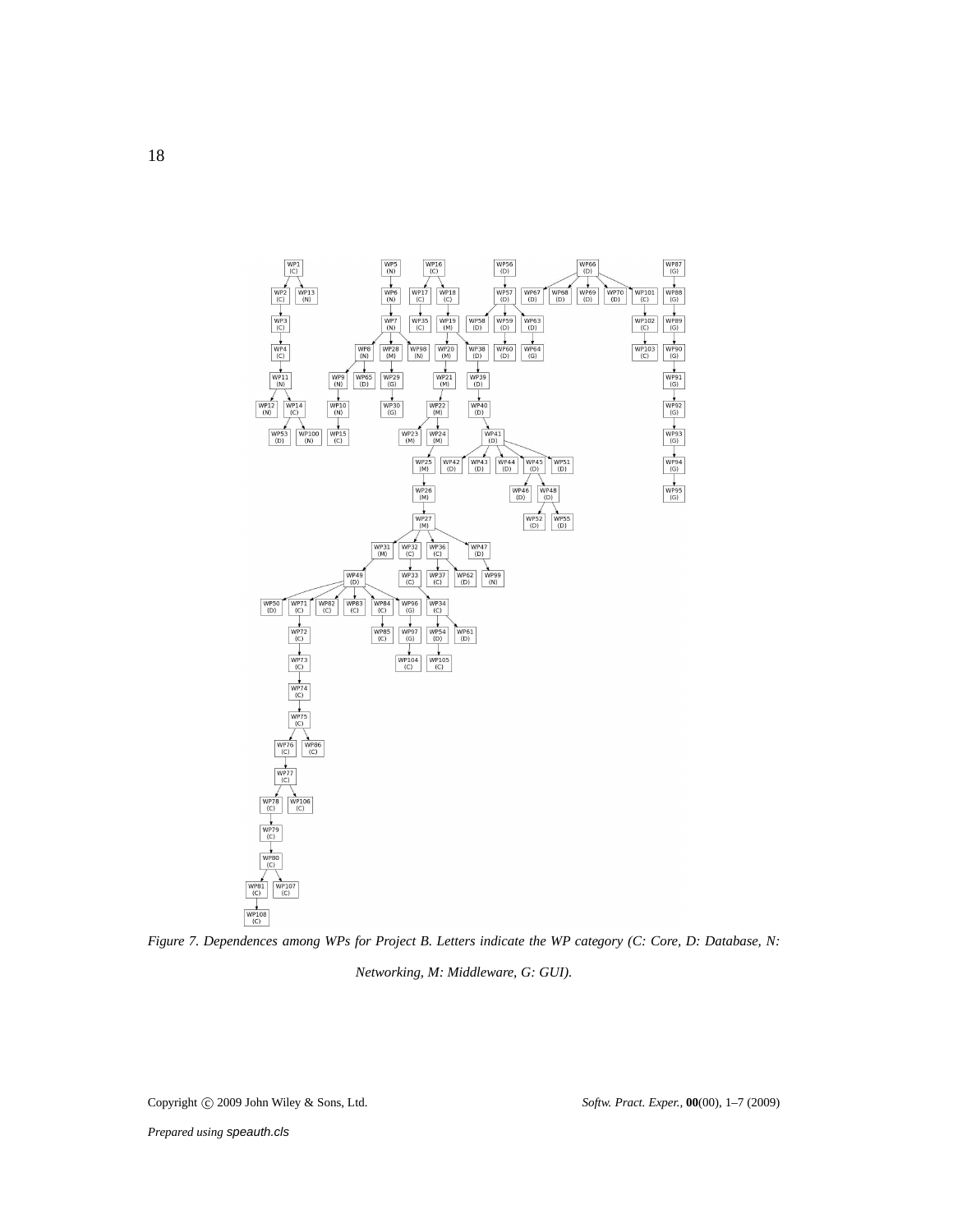*Figure 7. Dependences among WPs for Project B. Letters indicate the WP category (C: Core, D: Database, N: Networking, M: Middleware, G: GUI).*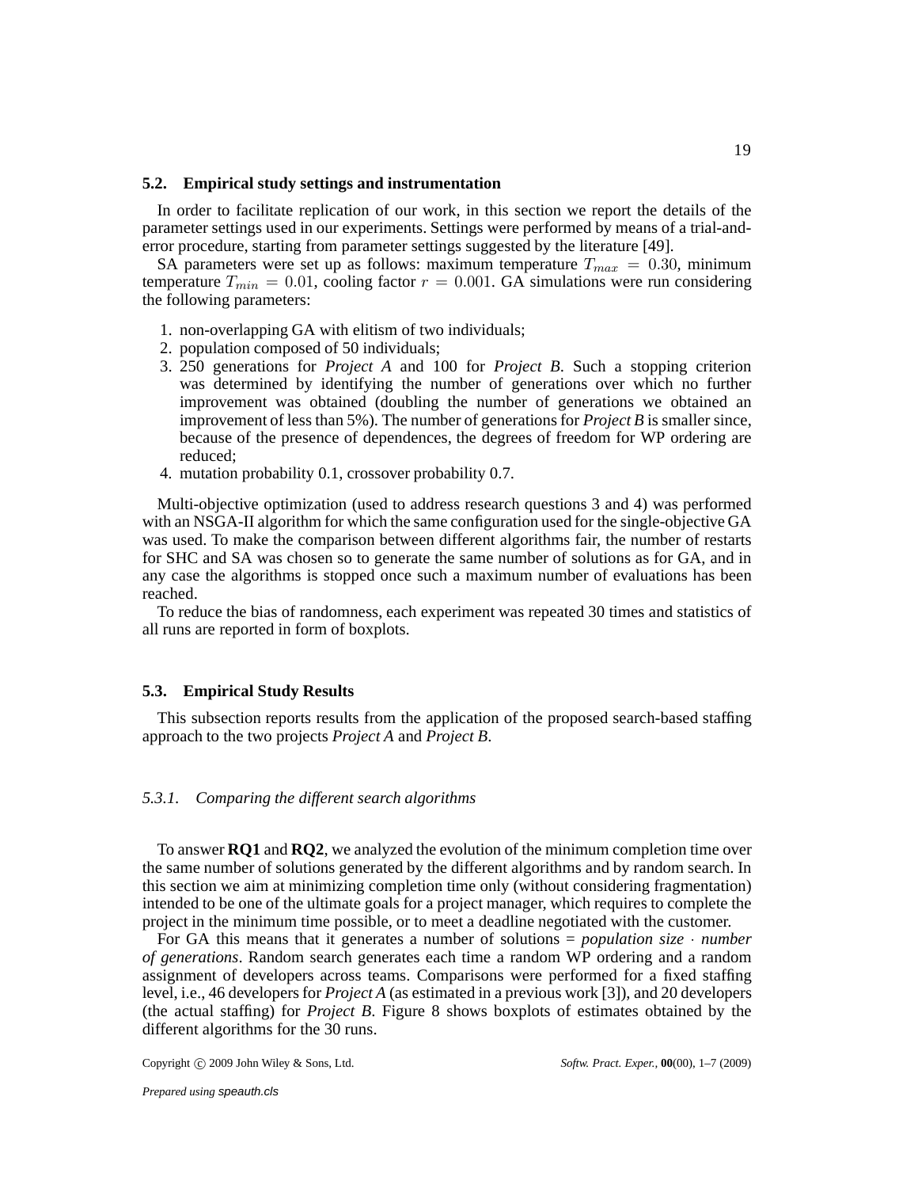### 5.2. Empirical study settings and instrumentation

In order to facilitate replication of our work, in this section we report the details of the parameter settings used in our experiments. Settings were performed by means of a trial-and-error procedure, starting from parameter settings suggested by the literature [49].

SA parameters were set up as follows: maximum temperature $T_{max} = 0.30$, minimum temperature $T_{min} = 0.01$, cooling factor $r = 0.001$. GA simulations were run considering the following parameters:

1. non-overlapping GA with elitism of two individuals;
2. population composed of 50 individuals;
3. 250 generations for *Project A* and 100 for *Project B*. Such a stopping criterion was determined by identifying the number of generations over which no further improvement was obtained (doubling the number of generations we obtained an improvement of less than 5%). The number of generations for *Project B* is smaller since, because of the presence of dependences, the degrees of freedom for WP ordering are reduced;
4. mutation probability 0.1, crossover probability 0.7.

Multi-objective optimization (used to address research questions 3 and 4) was performed with an NSGA-II algorithm for which the same configuration used for the single-objective GA was used. To make the comparison between different algorithms fair, the number of restarts for SHC and SA was chosen so to generate the same number of solutions as for GA, and in any case the algorithms is stopped once such a maximum number of evaluations has been reached.

To reduce the bias of randomness, each experiment was repeated 30 times and statistics of all runs are reported in form of boxplots.

### 5.3. Empirical Study Results

This subsection reports results from the application of the proposed search-based staffing approach to the two projects *Project A* and *Project B*.

#### *5.3.1. Comparing the different search algorithms*

To answer **RQ1** and **RQ2**, we analyzed the evolution of the minimum completion time over the same number of solutions generated by the different algorithms and by random search. In this section we aim at minimizing completion time only (without considering fragmentation) intended to be one of the ultimate goals for a project manager, which requires to complete the project in the minimum time possible, or to meet a deadline negotiated with the customer.

For GA this means that it generates a number of solutions = *population size* $\cdot$ *number of generations*. Random search generates each time a random WP ordering and a random assignment of developers across teams. Comparisons were performed for a fixed staffing level, i.e., 46 developers for *Project A* (as estimated in a previous work [3]), and 20 developers (the actual staffing) for *Project B*. Figure 8 shows boxplots of estimates obtained by the different algorithms for the 30 runs.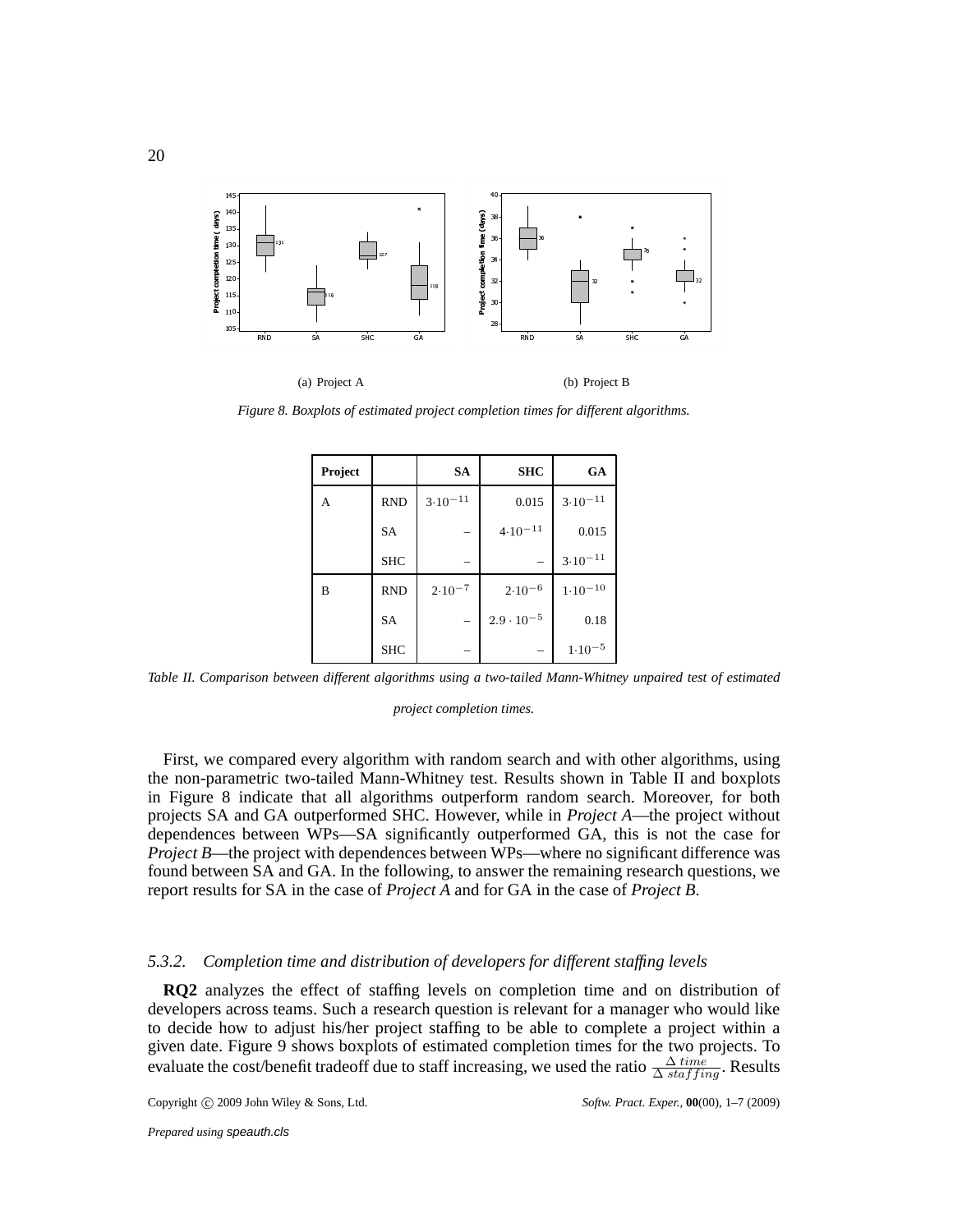(a) Project A

(b) Project B

*Figure 8. Boxplots of estimated project completion times for different algorithms.*

| Project | | SA | SHC | GA |
|---|---|---|---|---|
| A | RND | $3{\cdot}10^{-11}$ | 0.015 | $3{\cdot}10^{-11}$ |
| | SA | – | $4{\cdot}10^{-11}$ | 0.015 |
| | SHC | – | – | $3{\cdot}10^{-11}$ |
| B | RND | $2{\cdot}10^{-7}$ | $2{\cdot}10^{-6}$ | $1{\cdot}10^{-10}$ |
| | SA | – | $2.9 \cdot 10^{-5}$ | 0.18 |
| | SHC | – | – | $1{\cdot}10^{-5}$ |

*Table II. Comparison between different algorithms using a two-tailed Mann-Whitney unpaired test of estimated project completion times.*

First, we compared every algorithm with random search and with other algorithms, using the non-parametric two-tailed Mann-Whitney test. Results shown in Table II and boxplots in Figure 8 indicate that all algorithms outperform random search. Moreover, for both projects SA and GA outperformed SHC. However, while in *Project A*—the project without dependences between WPs—SA significantly outperformed GA, this is not the case for *Project B*—the project with dependences between WPs—where no significant difference was found between SA and GA. In the following, to answer the remaining research questions, we report results for SA in the case of *Project A* and for GA in the case of *Project B*.

### *5.3.2. Completion time and distribution of developers for different staffing levels*

**RQ2** analyzes the effect of staffing levels on completion time and on distribution of developers across teams. Such a research question is relevant for a manager who would like to decide how to adjust his/her project staffing to be able to complete a project within a given date. Figure 9 shows boxplots of estimated completion times for the two projects. To evaluate the cost/benefit tradeoff due to staff increasing, we used the ratio $\frac{\Delta\ time}{\Delta\ staffing}$. Results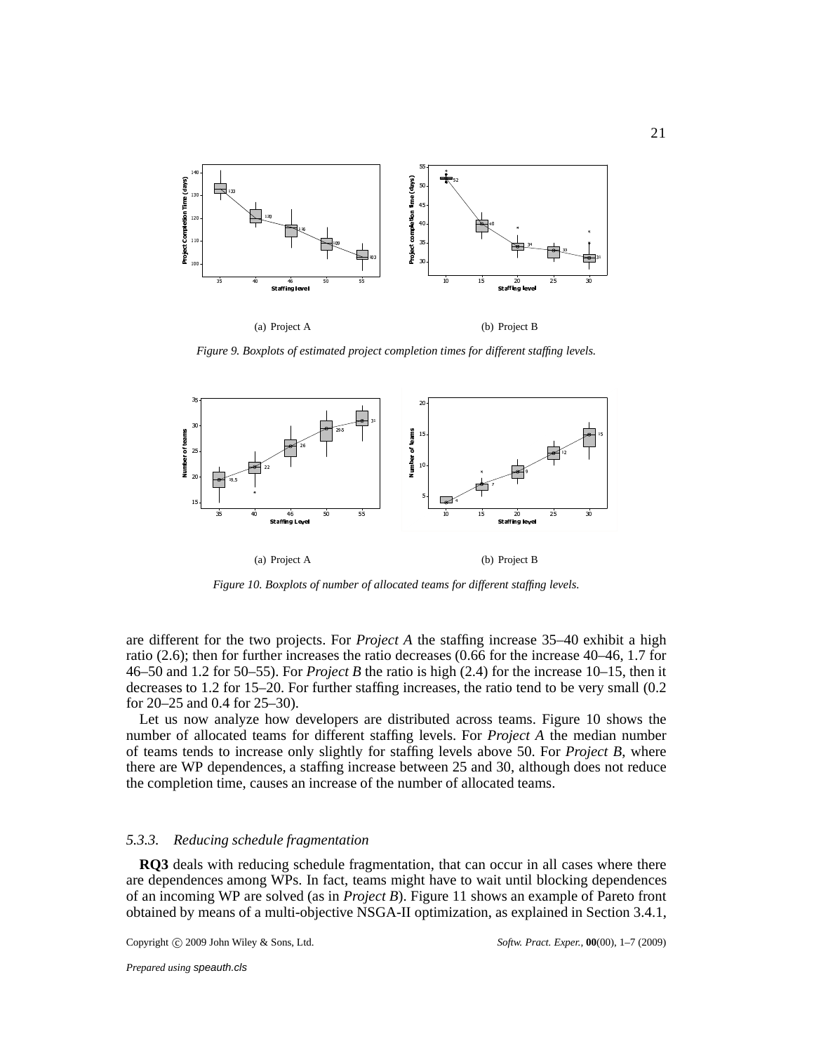(a) Project A

(b) Project B

*Figure 9. Boxplots of estimated project completion times for different staffing levels.*

(a) Project A

(b) Project B

*Figure 10. Boxplots of number of allocated teams for different staffing levels.*

are different for the two projects. For *Project A* the staffing increase 35–40 exhibit a high ratio (2.6); then for further increases the ratio decreases (0.66 for the increase 40–46, 1.7 for 46–50 and 1.2 for 50–55). For *Project B* the ratio is high (2.4) for the increase 10–15, then it decreases to 1.2 for 15–20. For further staffing increases, the ratio tend to be very small (0.2 for 20–25 and 0.4 for 25–30).

Let us now analyze how developers are distributed across teams. Figure 10 shows the number of allocated teams for different staffing levels. For *Project A* the median number of teams tends to increase only slightly for staffing levels above 50. For *Project B*, where there are WP dependences, a staffing increase between 25 and 30, although does not reduce the completion time, causes an increase of the number of allocated teams.

### 5.3.3. Reducing schedule fragmentation

**RQ3** deals with reducing schedule fragmentation, that can occur in all cases where there are dependences among WPs. In fact, teams might have to wait until blocking dependences of an incoming WP are solved (as in *Project B*). Figure 11 shows an example of Pareto front obtained by means of a multi-objective NSGA-II optimization, as explained in Section 3.4.1,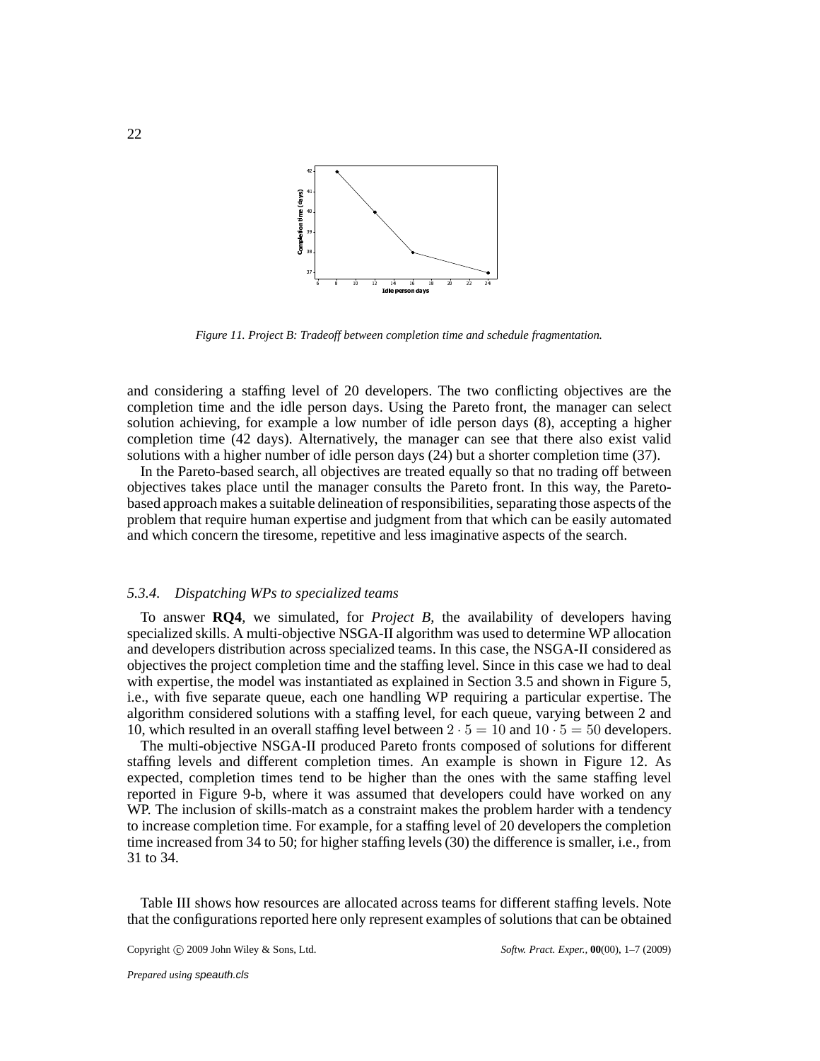Figure 11. Project B: Tradeoff between completion time and schedule fragmentation.

and considering a staffing level of 20 developers. The two conflicting objectives are the completion time and the idle person days. Using the Pareto front, the manager can select solution achieving, for example a low number of idle person days (8), accepting a higher completion time (42 days). Alternatively, the manager can see that there also exist valid solutions with a higher number of idle person days (24) but a shorter completion time (37).

In the Pareto-based search, all objectives are treated equally so that no trading off between objectives takes place until the manager consults the Pareto front. In this way, the Pareto-based approach makes a suitable delineation of responsibilities, separating those aspects of the problem that require human expertise and judgment from that which can be easily automated and which concern the tiresome, repetitive and less imaginative aspects of the search.

### 5.3.4. Dispatching WPs to specialized teams

To answer **RQ4**, we simulated, for *Project B*, the availability of developers having specialized skills. A multi-objective NSGA-II algorithm was used to determine WP allocation and developers distribution across specialized teams. In this case, the NSGA-II considered as objectives the project completion time and the staffing level. Since in this case we had to deal with expertise, the model was instantiated as explained in Section 3.5 and shown in Figure 5, i.e., with five separate queue, each one handling WP requiring a particular expertise. The algorithm considered solutions with a staffing level, for each queue, varying between 2 and 10, which resulted in an overall staffing level between $2 \cdot 5 = 10$ and $10 \cdot 5 = 50$ developers.

The multi-objective NSGA-II produced Pareto fronts composed of solutions for different staffing levels and different completion times. An example is shown in Figure 12. As expected, completion times tend to be higher than the ones with the same staffing level reported in Figure 9-b, where it was assumed that developers could have worked on any WP. The inclusion of skills-match as a constraint makes the problem harder with a tendency to increase completion time. For example, for a staffing level of 20 developers the completion time increased from 34 to 50; for higher staffing levels (30) the difference is smaller, i.e., from 31 to 34.

Table III shows how resources are allocated across teams for different staffing levels. Note that the configurations reported here only represent examples of solutions that can be obtained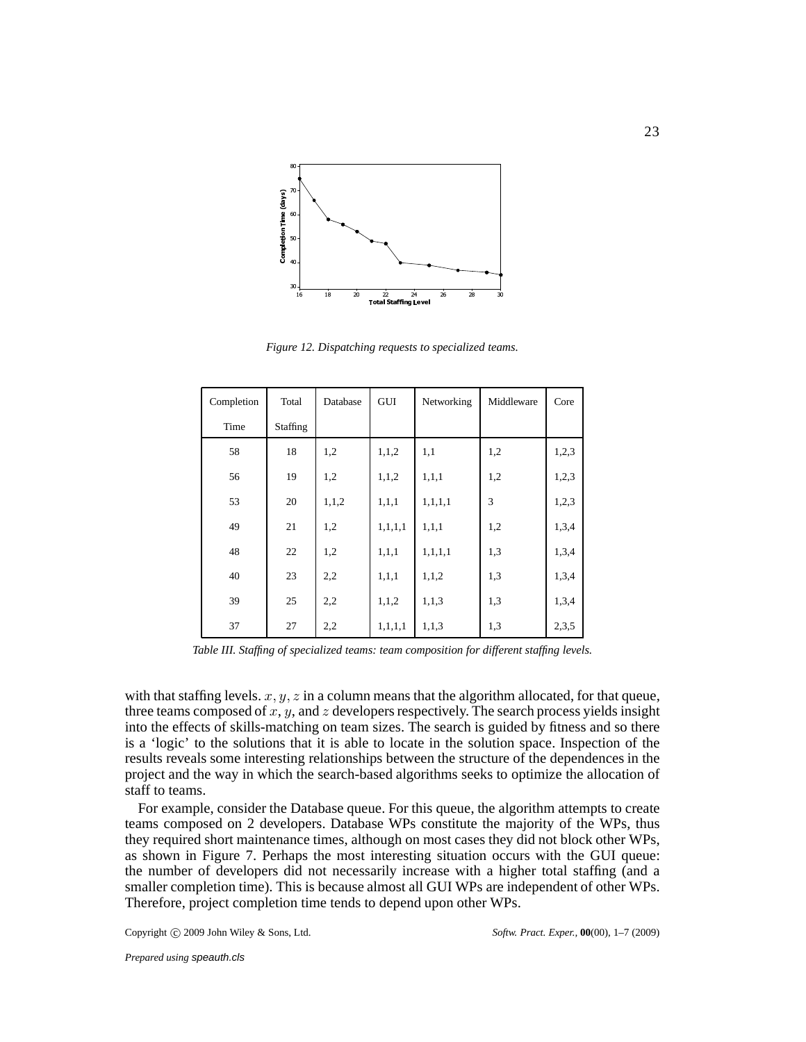*Figure 12. Dispatching requests to specialized teams.*

| Completion Time | Total Staffing | Database | GUI | Networking | Middleware | Core |
|---|---|---|---|---|---|---|
| 58 | 18 | 1,2 | 1,1,2 | 1,1 | 1,2 | 1,2,3 |
| 56 | 19 | 1,2 | 1,1,2 | 1,1,1 | 1,2 | 1,2,3 |
| 53 | 20 | 1,1,2 | 1,1,1 | 1,1,1,1 | 3 | 1,2,3 |
| 49 | 21 | 1,2 | 1,1,1,1 | 1,1,1 | 1,2 | 1,3,4 |
| 48 | 22 | 1,2 | 1,1,1 | 1,1,1,1 | 1,3 | 1,3,4 |
| 40 | 23 | 2,2 | 1,1,1 | 1,1,2 | 1,3 | 1,3,4 |
| 39 | 25 | 2,2 | 1,1,2 | 1,1,3 | 1,3 | 1,3,4 |
| 37 | 27 | 2,2 | 1,1,1,1 | 1,1,3 | 1,3 | 2,3,5 |

*Table III. Staffing of specialized teams: team composition for different staffing levels.*

with that staffing levels. $x, y, z$ in a column means that the algorithm allocated, for that queue, three teams composed of $x$, $y$, and $z$ developers respectively. The search process yields insight into the effects of skills-matching on team sizes. The search is guided by fitness and so there is a 'logic' to the solutions that it is able to locate in the solution space. Inspection of the results reveals some interesting relationships between the structure of the dependences in the project and the way in which the search-based algorithms seeks to optimize the allocation of staff to teams.

For example, consider the Database queue. For this queue, the algorithm attempts to create teams composed on 2 developers. Database WPs constitute the majority of the WPs, thus they required short maintenance times, although on most cases they did not block other WPs, as shown in Figure 7. Perhaps the most interesting situation occurs with the GUI queue: the number of developers did not necessarily increase with a higher total staffing (and a smaller completion time). This is because almost all GUI WPs are independent of other WPs. Therefore, project completion time tends to depend upon other WPs.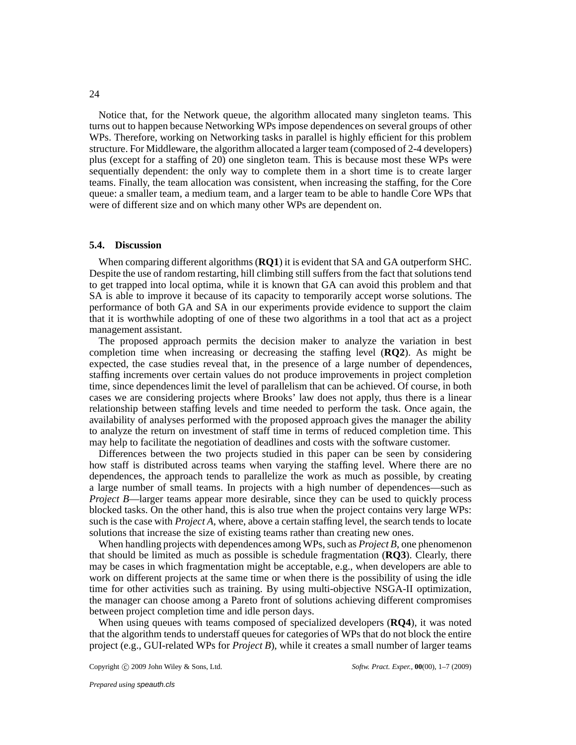Notice that, for the Network queue, the algorithm allocated many singleton teams. This turns out to happen because Networking WPs impose dependences on several groups of other WPs. Therefore, working on Networking tasks in parallel is highly efficient for this problem structure. For Middleware, the algorithm allocated a larger team (composed of 2-4 developers) plus (except for a staffing of 20) one singleton team. This is because most these WPs were sequentially dependent: the only way to complete them in a short time is to create larger teams. Finally, the team allocation was consistent, when increasing the staffing, for the Core queue: a smaller team, a medium team, and a larger team to be able to handle Core WPs that were of different size and on which many other WPs are dependent on.

### 5.4. Discussion

When comparing different algorithms (**RQ1**) it is evident that SA and GA outperform SHC. Despite the use of random restarting, hill climbing still suffers from the fact that solutions tend to get trapped into local optima, while it is known that GA can avoid this problem and that SA is able to improve it because of its capacity to temporarily accept worse solutions. The performance of both GA and SA in our experiments provide evidence to support the claim that it is worthwhile adopting of one of these two algorithms in a tool that act as a project management assistant.

The proposed approach permits the decision maker to analyze the variation in best completion time when increasing or decreasing the staffing level (**RQ2**). As might be expected, the case studies reveal that, in the presence of a large number of dependences, staffing increments over certain values do not produce improvements in project completion time, since dependences limit the level of parallelism that can be achieved. Of course, in both cases we are considering projects where Brooks' law does not apply, thus there is a linear relationship between staffing levels and time needed to perform the task. Once again, the availability of analyses performed with the proposed approach gives the manager the ability to analyze the return on investment of staff time in terms of reduced completion time. This may help to facilitate the negotiation of deadlines and costs with the software customer.

Differences between the two projects studied in this paper can be seen by considering how staff is distributed across teams when varying the staffing level. Where there are no dependences, the approach tends to parallelize the work as much as possible, by creating a large number of small teams. In projects with a high number of dependences—such as *Project B*—larger teams appear more desirable, since they can be used to quickly process blocked tasks. On the other hand, this is also true when the project contains very large WPs: such is the case with *Project A*, where, above a certain staffing level, the search tends to locate solutions that increase the size of existing teams rather than creating new ones.

When handling projects with dependences among WPs, such as *Project B*, one phenomenon that should be limited as much as possible is schedule fragmentation (**RQ3**). Clearly, there may be cases in which fragmentation might be acceptable, e.g., when developers are able to work on different projects at the same time or when there is the possibility of using the idle time for other activities such as training. By using multi-objective NSGA-II optimization, the manager can choose among a Pareto front of solutions achieving different compromises between project completion time and idle person days.

When using queues with teams composed of specialized developers (**RQ4**), it was noted that the algorithm tends to understaff queues for categories of WPs that do not block the entire project (e.g., GUI-related WPs for *Project B*), while it creates a small number of larger teams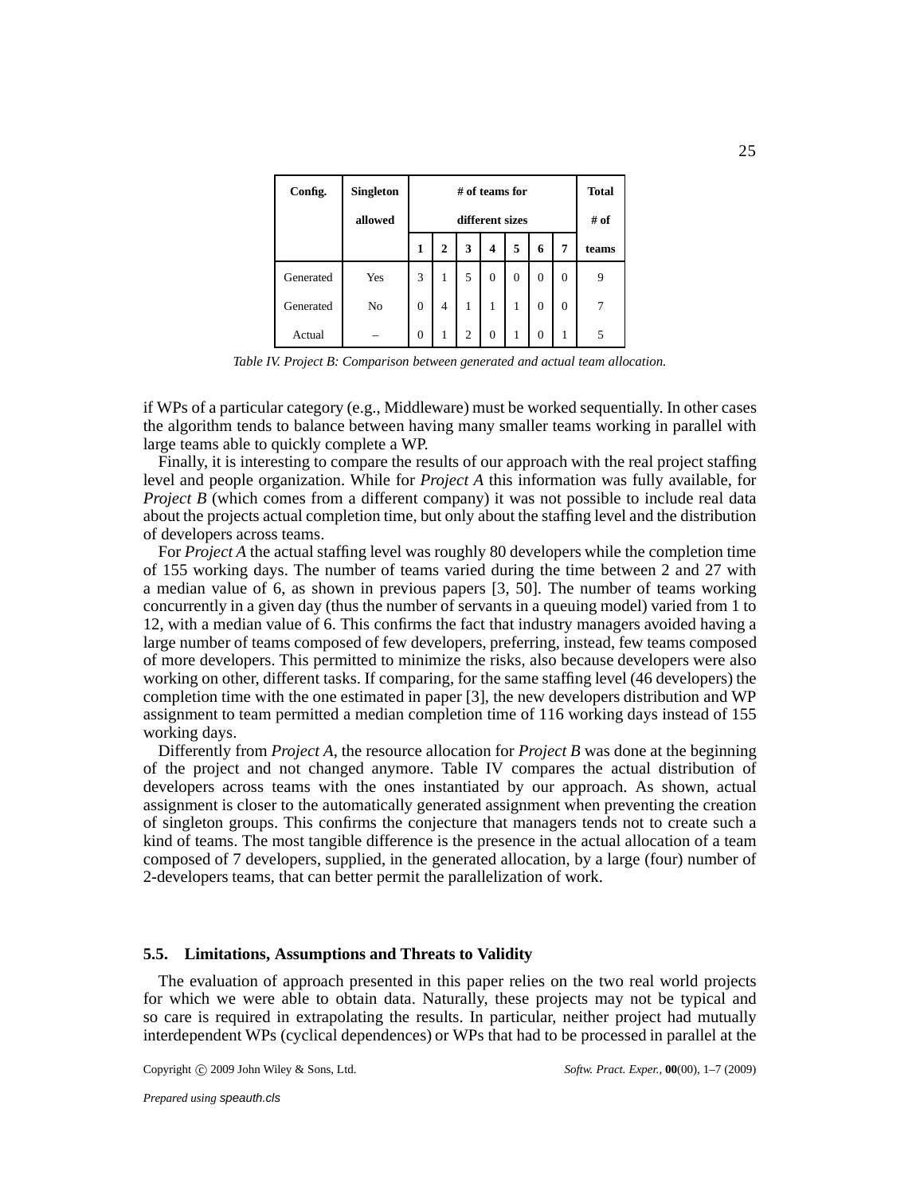| Config. | Singleton allowed | # of teams for different sizes | | | | | | | Total # of teams |
|---|---|---|---|---|---|---|---|---|---|
| | | 1 | 2 | 3 | 4 | 5 | 6 | 7 | |
| Generated | Yes | 3 | 1 | 5 | 0 | 0 | 0 | 0 | 9 |
| Generated | No | 0 | 4 | 1 | 1 | 1 | 0 | 0 | 7 |
| Actual | – | 0 | 1 | 2 | 0 | 1 | 0 | 1 | 5 |

*Table IV. Project B: Comparison between generated and actual team allocation.*

if WPs of a particular category (e.g., Middleware) must be worked sequentially. In other cases the algorithm tends to balance between having many smaller teams working in parallel with large teams able to quickly complete a WP.

Finally, it is interesting to compare the results of our approach with the real project staffing level and people organization. While for *Project A* this information was fully available, for *Project B* (which comes from a different company) it was not possible to include real data about the projects actual completion time, but only about the staffing level and the distribution of developers across teams.

For *Project A* the actual staffing level was roughly 80 developers while the completion time of 155 working days. The number of teams varied during the time between 2 and 27 with a median value of 6, as shown in previous papers [3, 50]. The number of teams working concurrently in a given day (thus the number of servants in a queuing model) varied from 1 to 12, with a median value of 6. This confirms the fact that industry managers avoided having a large number of teams composed of few developers, preferring, instead, few teams composed of more developers. This permitted to minimize the risks, also because developers were also working on other, different tasks. If comparing, for the same staffing level (46 developers) the completion time with the one estimated in paper [3], the new developers distribution and WP assignment to team permitted a median completion time of 116 working days instead of 155 working days.

Differently from *Project A*, the resource allocation for *Project B* was done at the beginning of the project and not changed anymore. Table IV compares the actual distribution of developers across teams with the ones instantiated by our approach. As shown, actual assignment is closer to the automatically generated assignment when preventing the creation of singleton groups. This confirms the conjecture that managers tends not to create such a kind of teams. The most tangible difference is the presence in the actual allocation of a team composed of 7 developers, supplied, in the generated allocation, by a large (four) number of 2-developers teams, that can better permit the parallelization of work.

### 5.5. Limitations, Assumptions and Threats to Validity

The evaluation of approach presented in this paper relies on the two real world projects for which we were able to obtain data. Naturally, these projects may not be typical and so care is required in extrapolating the results. In particular, neither project had mutually interdependent WPs (cyclical dependences) or WPs that had to be processed in parallel at the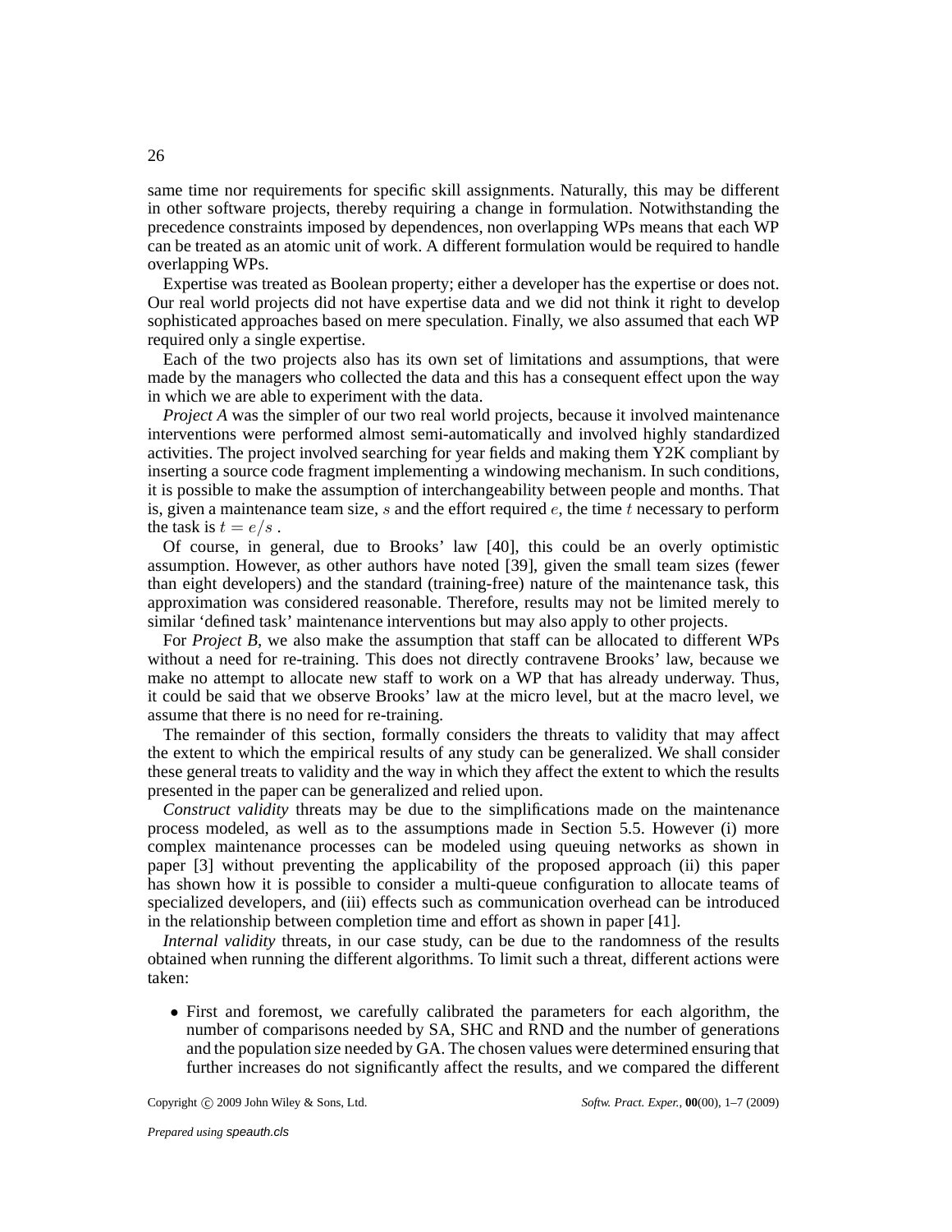same time nor requirements for specific skill assignments. Naturally, this may be different in other software projects, thereby requiring a change in formulation. Notwithstanding the precedence constraints imposed by dependences, non overlapping WPs means that each WP can be treated as an atomic unit of work. A different formulation would be required to handle overlapping WPs.

Expertise was treated as Boolean property; either a developer has the expertise or does not. Our real world projects did not have expertise data and we did not think it right to develop sophisticated approaches based on mere speculation. Finally, we also assumed that each WP required only a single expertise.

Each of the two projects also has its own set of limitations and assumptions, that were made by the managers who collected the data and this has a consequent effect upon the way in which we are able to experiment with the data.

*Project A* was the simpler of our two real world projects, because it involved maintenance interventions were performed almost semi-automatically and involved highly standardized activities. The project involved searching for year fields and making them Y2K compliant by inserting a source code fragment implementing a windowing mechanism. In such conditions, it is possible to make the assumption of interchangeability between people and months. That is, given a maintenance team size, $s$ and the effort required $e$, the time $t$ necessary to perform the task is $t = e/s$ .

Of course, in general, due to Brooks' law [40], this could be an overly optimistic assumption. However, as other authors have noted [39], given the small team sizes (fewer than eight developers) and the standard (training-free) nature of the maintenance task, this approximation was considered reasonable. Therefore, results may not be limited merely to similar 'defined task' maintenance interventions but may also apply to other projects.

For *Project B*, we also make the assumption that staff can be allocated to different WPs without a need for re-training. This does not directly contravene Brooks' law, because we make no attempt to allocate new staff to work on a WP that has already underway. Thus, it could be said that we observe Brooks' law at the micro level, but at the macro level, we assume that there is no need for re-training.

The remainder of this section, formally considers the threats to validity that may affect the extent to which the empirical results of any study can be generalized. We shall consider these general treats to validity and the way in which they affect the extent to which the results presented in the paper can be generalized and relied upon.

*Construct validity* threats may be due to the simplifications made on the maintenance process modeled, as well as to the assumptions made in Section 5.5. However (i) more complex maintenance processes can be modeled using queuing networks as shown in paper [3] without preventing the applicability of the proposed approach (ii) this paper has shown how it is possible to consider a multi-queue configuration to allocate teams of specialized developers, and (iii) effects such as communication overhead can be introduced in the relationship between completion time and effort as shown in paper [41].

*Internal validity* threats, in our case study, can be due to the randomness of the results obtained when running the different algorithms. To limit such a threat, different actions were taken:

- First and foremost, we carefully calibrated the parameters for each algorithm, the number of comparisons needed by SA, SHC and RND and the number of generations and the population size needed by GA. The chosen values were determined ensuring that further increases do not significantly affect the results, and we compared the different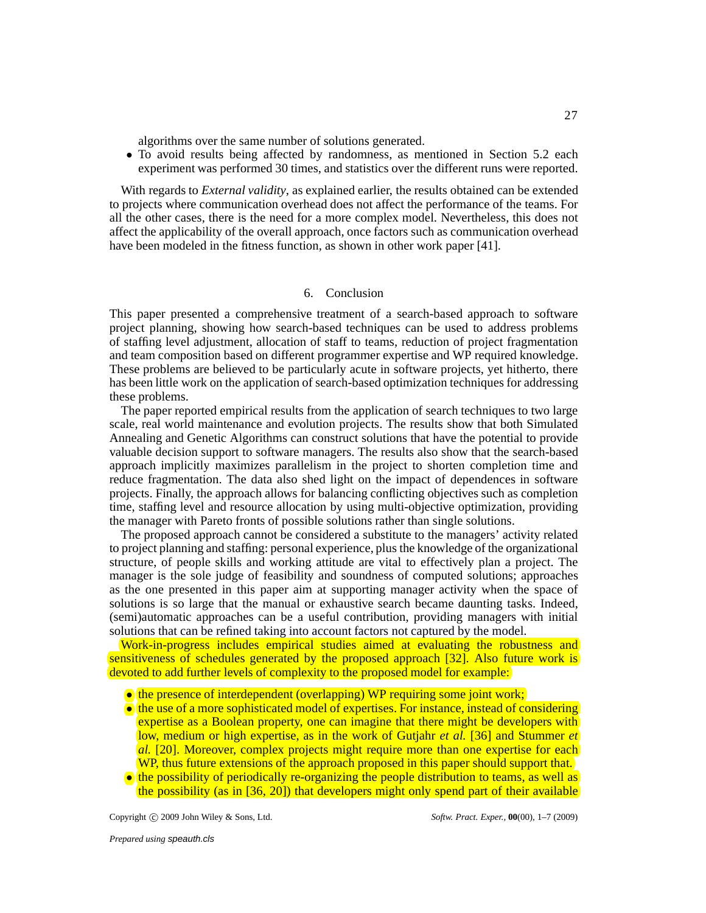algorithms over the same number of solutions generated.

- To avoid results being affected by randomness, as mentioned in Section 5.2 each experiment was performed 30 times, and statistics over the different runs were reported.

With regards to *External validity*, as explained earlier, the results obtained can be extended to projects where communication overhead does not affect the performance of the teams. For all the other cases, there is the need for a more complex model. Nevertheless, this does not affect the applicability of the overall approach, once factors such as communication overhead have been modeled in the fitness function, as shown in other work paper [41].

## 6. Conclusion

This paper presented a comprehensive treatment of a search-based approach to software project planning, showing how search-based techniques can be used to address problems of staffing level adjustment, allocation of staff to teams, reduction of project fragmentation and team composition based on different programmer expertise and WP required knowledge. These problems are believed to be particularly acute in software projects, yet hitherto, there has been little work on the application of search-based optimization techniques for addressing these problems.

The paper reported empirical results from the application of search techniques to two large scale, real world maintenance and evolution projects. The results show that both Simulated Annealing and Genetic Algorithms can construct solutions that have the potential to provide valuable decision support to software managers. The results also show that the search-based approach implicitly maximizes parallelism in the project to shorten completion time and reduce fragmentation. The data also shed light on the impact of dependences in software projects. Finally, the approach allows for balancing conflicting objectives such as completion time, staffing level and resource allocation by using multi-objective optimization, providing the manager with Pareto fronts of possible solutions rather than single solutions.

The proposed approach cannot be considered a substitute to the managers' activity related to project planning and staffing: personal experience, plus the knowledge of the organizational structure, of people skills and working attitude are vital to effectively plan a project. The manager is the sole judge of feasibility and soundness of computed solutions; approaches as the one presented in this paper aim at supporting manager activity when the space of solutions is so large that the manual or exhaustive search became daunting tasks. Indeed, (semi)automatic approaches can be a useful contribution, providing managers with initial solutions that can be refined taking into account factors not captured by the model.

Work-in-progress includes empirical studies aimed at evaluating the robustness and sensitiveness of schedules generated by the proposed approach [32]. Also future work is devoted to add further levels of complexity to the proposed model for example:

- the presence of interdependent (overlapping) WP requiring some joint work;
- the use of a more sophisticated model of expertises. For instance, instead of considering expertise as a Boolean property, one can imagine that there might be developers with low, medium or high expertise, as in the work of Gutjahr *et al.* [36] and Stummer *et al.* [20]. Moreover, complex projects might require more than one expertise for each WP, thus future extensions of the approach proposed in this paper should support that.
- the possibility of periodically re-organizing the people distribution to teams, as well as the possibility (as in [36, 20]) that developers might only spend part of their available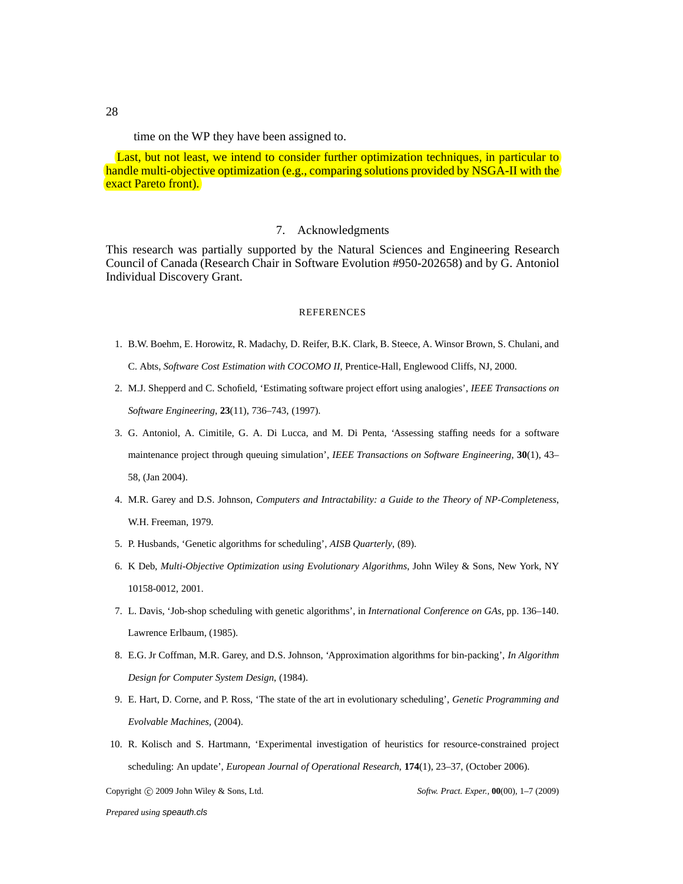time on the WP they have been assigned to.

Last, but not least, we intend to consider further optimization techniques, in particular to handle multi-objective optimization (e.g., comparing solutions provided by NSGA-II with the exact Pareto front).

## 7. Acknowledgments

This research was partially supported by the Natural Sciences and Engineering Research Council of Canada (Research Chair in Software Evolution #950-202658) and by G. Antoniol Individual Discovery Grant.

## REFERENCES

1. B.W. Boehm, E. Horowitz, R. Madachy, D. Reifer, B.K. Clark, B. Steece, A. Winsor Brown, S. Chulani, and C. Abts, *Software Cost Estimation with COCOMO II*, Prentice-Hall, Englewood Cliffs, NJ, 2000.
2. M.J. Shepperd and C. Schofield, 'Estimating software project effort using analogies', *IEEE Transactions on Software Engineering*, **23**(11), 736–743, (1997).
3. G. Antoniol, A. Cimitile, G. A. Di Lucca, and M. Di Penta, 'Assessing staffing needs for a software maintenance project through queuing simulation', *IEEE Transactions on Software Engineering*, **30**(1), 43–58, (Jan 2004).
4. M.R. Garey and D.S. Johnson, *Computers and Intractability: a Guide to the Theory of NP-Completeness*, W.H. Freeman, 1979.
5. P. Husbands, 'Genetic algorithms for scheduling', *AISB Quarterly*, (89).
6. K Deb, *Multi-Objective Optimization using Evolutionary Algorithms*, John Wiley & Sons, New York, NY 10158-0012, 2001.
7. L. Davis, 'Job-shop scheduling with genetic algorithms', in *International Conference on GAs*, pp. 136–140. Lawrence Erlbaum, (1985).
8. E.G. Jr Coffman, M.R. Garey, and D.S. Johnson, 'Approximation algorithms for bin-packing', *In Algorithm Design for Computer System Design*, (1984).
9. E. Hart, D. Corne, and P. Ross, 'The state of the art in evolutionary scheduling', *Genetic Programming and Evolvable Machines*, (2004).
10. R. Kolisch and S. Hartmann, 'Experimental investigation of heuristics for resource-constrained project scheduling: An update', *European Journal of Operational Research*, **174**(1), 23–37, (October 2006).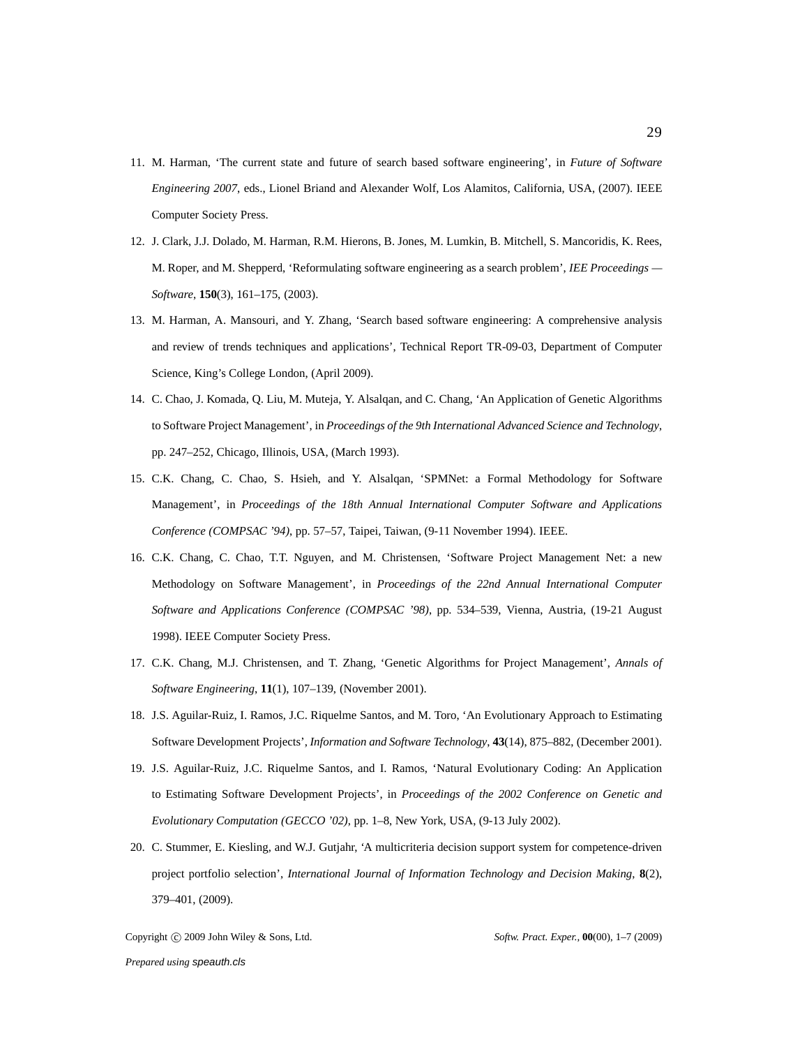11. M. Harman, ‘The current state and future of search based software engineering’, in *Future of Software Engineering 2007*, eds., Lionel Briand and Alexander Wolf, Los Alamitos, California, USA, (2007). IEEE Computer Society Press.
12. J. Clark, J.J. Dolado, M. Harman, R.M. Hierons, B. Jones, M. Lumkin, B. Mitchell, S. Mancoridis, K. Rees, M. Roper, and M. Shepperd, ‘Reformulating software engineering as a search problem’, *IEE Proceedings — Software*, **150**(3), 161–175, (2003).
13. M. Harman, A. Mansouri, and Y. Zhang, ‘Search based software engineering: A comprehensive analysis and review of trends techniques and applications’, Technical Report TR-09-03, Department of Computer Science, King’s College London, (April 2009).
14. C. Chao, J. Komada, Q. Liu, M. Muteja, Y. Alsalqan, and C. Chang, ‘An Application of Genetic Algorithms to Software Project Management’, in *Proceedings of the 9th International Advanced Science and Technology*, pp. 247–252, Chicago, Illinois, USA, (March 1993).
15. C.K. Chang, C. Chao, S. Hsieh, and Y. Alsalqan, ‘SPMNet: a Formal Methodology for Software Management’, in *Proceedings of the 18th Annual International Computer Software and Applications Conference (COMPSAC ’94)*, pp. 57–57, Taipei, Taiwan, (9-11 November 1994). IEEE.
16. C.K. Chang, C. Chao, T.T. Nguyen, and M. Christensen, ‘Software Project Management Net: a new Methodology on Software Management’, in *Proceedings of the 22nd Annual International Computer Software and Applications Conference (COMPSAC ’98)*, pp. 534–539, Vienna, Austria, (19-21 August 1998). IEEE Computer Society Press.
17. C.K. Chang, M.J. Christensen, and T. Zhang, ‘Genetic Algorithms for Project Management’, *Annals of Software Engineering*, **11**(1), 107–139, (November 2001).
18. J.S. Aguilar-Ruiz, I. Ramos, J.C. Riquelme Santos, and M. Toro, ‘An Evolutionary Approach to Estimating Software Development Projects’, *Information and Software Technology*, **43**(14), 875–882, (December 2001).
19. J.S. Aguilar-Ruiz, J.C. Riquelme Santos, and I. Ramos, ‘Natural Evolutionary Coding: An Application to Estimating Software Development Projects’, in *Proceedings of the 2002 Conference on Genetic and Evolutionary Computation (GECCO ’02)*, pp. 1–8, New York, USA, (9-13 July 2002).
20. C. Stummer, E. Kiesling, and W.J. Gutjahr, ‘A multicriteria decision support system for competence-driven project portfolio selection’, *International Journal of Information Technology and Decision Making*, **8**(2), 379–401, (2009).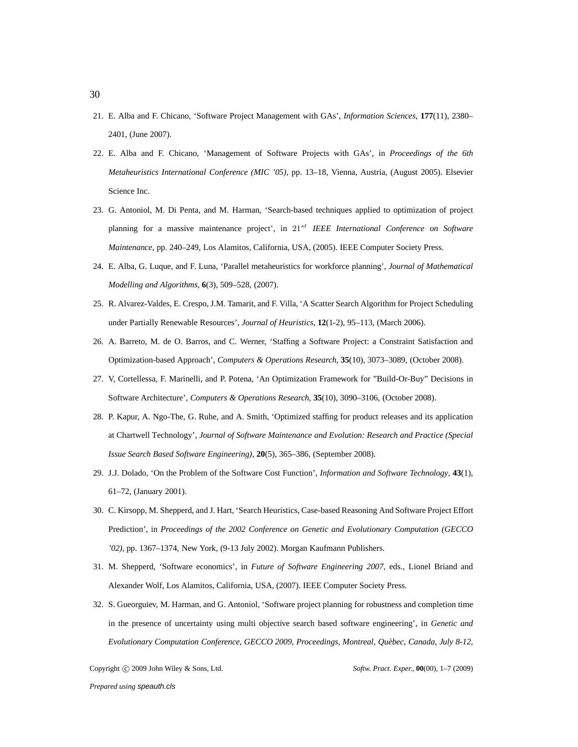21. E. Alba and F. Chicano, 'Software Project Management with GAs', *Information Sciences*, **177**(11), 2380–2401, (June 2007).
22. E. Alba and F. Chicano, 'Management of Software Projects with GAs', in *Proceedings of the 6th Metaheuristics International Conference (MIC '05)*, pp. 13–18, Vienna, Austria, (August 2005). Elsevier Science Inc.
23. G. Antoniol, M. Di Penta, and M. Harman, 'Search-based techniques applied to optimization of project planning for a massive maintenance project', in $21^{st}$ *IEEE International Conference on Software Maintenance*, pp. 240–249, Los Alamitos, California, USA, (2005). IEEE Computer Society Press.
24. E. Alba, G. Luque, and F. Luna, 'Parallel metaheuristics for workforce planning', *Journal of Mathematical Modelling and Algorithms*, **6**(3), 509–528, (2007).
25. R. Alvarez-Valdes, E. Crespo, J.M. Tamarit, and F. Villa, 'A Scatter Search Algorithm for Project Scheduling under Partially Renewable Resources', *Journal of Heuristics*, **12**(1-2), 95–113, (March 2006).
26. A. Barreto, M. de O. Barros, and C. Werner, 'Staffing a Software Project: a Constraint Satisfaction and Optimization-based Approach', *Computers & Operations Research*, **35**(10), 3073–3089, (October 2008).
27. V, Cortellessa, F. Marinelli, and P. Potena, 'An Optimization Framework for "Build-Or-Buy" Decisions in Software Architecture', *Computers & Operations Research*, **35**(10), 3090–3106, (October 2008).
28. P. Kapur, A. Ngo-The, G. Ruhe, and A. Smith, 'Optimized staffing for product releases and its application at Chartwell Technology', *Journal of Software Maintenance and Evolution: Research and Practice (Special Issue Search Based Software Engineering)*, **20**(5), 365–386, (September 2008).
29. J.J. Dolado, 'On the Problem of the Software Cost Function', *Information and Software Technology*, **43**(1), 61–72, (January 2001).
30. C. Kirsopp, M. Shepperd, and J. Hart, 'Search Heuristics, Case-based Reasoning And Software Project Effort Prediction', in *Proceedings of the 2002 Conference on Genetic and Evolutionary Computation (GECCO '02)*, pp. 1367–1374, New York, (9-13 July 2002). Morgan Kaufmann Publishers.
31. M. Shepperd, 'Software economics', in *Future of Software Engineering 2007*, eds., Lionel Briand and Alexander Wolf, Los Alamitos, California, USA, (2007). IEEE Computer Society Press.
32. S. Gueorguiev, M. Harman, and G. Antoniol, 'Software project planning for robustness and completion time in the presence of uncertainty using multi objective search based software engineering', in *Genetic and Evolutionary Computation Conference, GECCO 2009, Proceedings, Montreal, Québec, Canada, July 8-12,*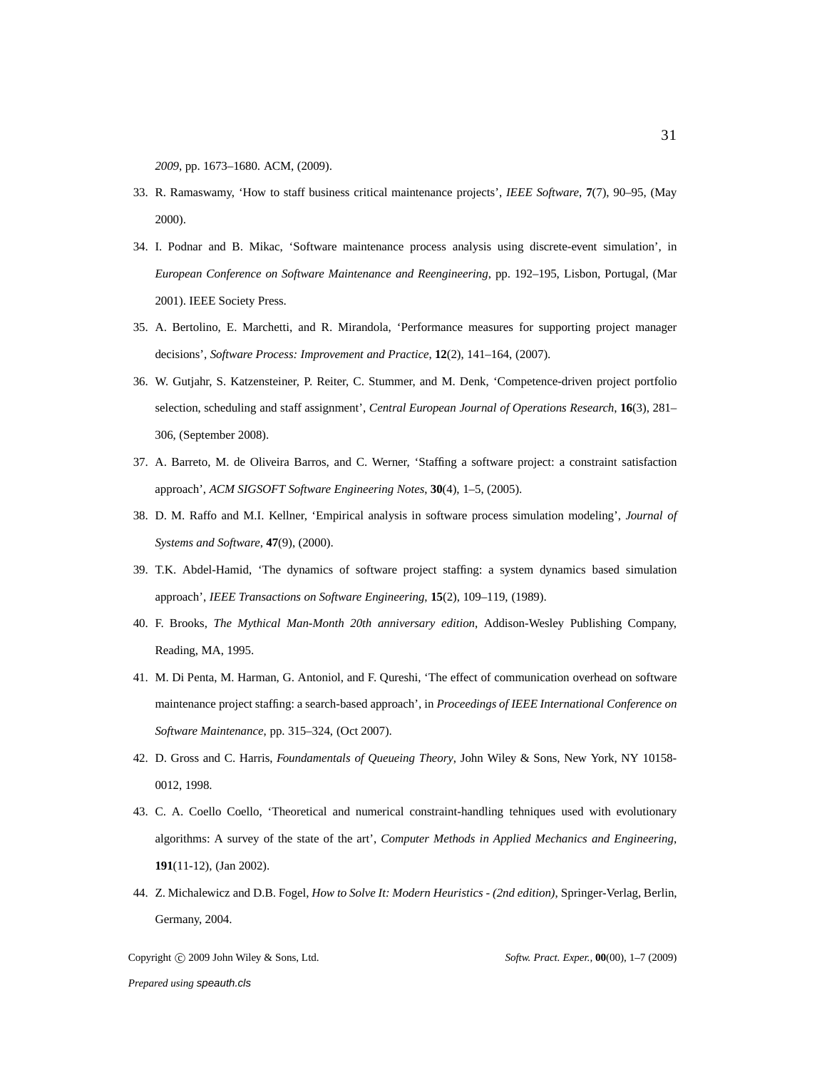*2009*, pp. 1673–1680. ACM, (2009).

33. R. Ramaswamy, 'How to staff business critical maintenance projects', *IEEE Software*, **7**(7), 90–95, (May 2000).
34. I. Podnar and B. Mikac, 'Software maintenance process analysis using discrete-event simulation', in *European Conference on Software Maintenance and Reengineering*, pp. 192–195, Lisbon, Portugal, (Mar 2001). IEEE Society Press.
35. A. Bertolino, E. Marchetti, and R. Mirandola, 'Performance measures for supporting project manager decisions', *Software Process: Improvement and Practice*, **12**(2), 141–164, (2007).
36. W. Gutjahr, S. Katzensteiner, P. Reiter, C. Stummer, and M. Denk, 'Competence-driven project portfolio selection, scheduling and staff assignment', *Central European Journal of Operations Research*, **16**(3), 281–306, (September 2008).
37. A. Barreto, M. de Oliveira Barros, and C. Werner, 'Staffing a software project: a constraint satisfaction approach', *ACM SIGSOFT Software Engineering Notes*, **30**(4), 1–5, (2005).
38. D. M. Raffo and M.I. Kellner, 'Empirical analysis in software process simulation modeling', *Journal of Systems and Software*, **47**(9), (2000).
39. T.K. Abdel-Hamid, 'The dynamics of software project staffing: a system dynamics based simulation approach', *IEEE Transactions on Software Engineering*, **15**(2), 109–119, (1989).
40. F. Brooks, *The Mythical Man-Month 20th anniversary edition*, Addison-Wesley Publishing Company, Reading, MA, 1995.
41. M. Di Penta, M. Harman, G. Antoniol, and F. Qureshi, 'The effect of communication overhead on software maintenance project staffing: a search-based approach', in *Proceedings of IEEE International Conference on Software Maintenance*, pp. 315–324, (Oct 2007).
42. D. Gross and C. Harris, *Foundamentals of Queueing Theory*, John Wiley & Sons, New York, NY 10158-0012, 1998.
43. C. A. Coello Coello, 'Theoretical and numerical constraint-handling tehniques used with evolutionary algorithms: A survey of the state of the art', *Computer Methods in Applied Mechanics and Engineering*, **191**(11-12), (Jan 2002).
44. Z. Michalewicz and D.B. Fogel, *How to Solve It: Modern Heuristics - (2nd edition)*, Springer-Verlag, Berlin, Germany, 2004.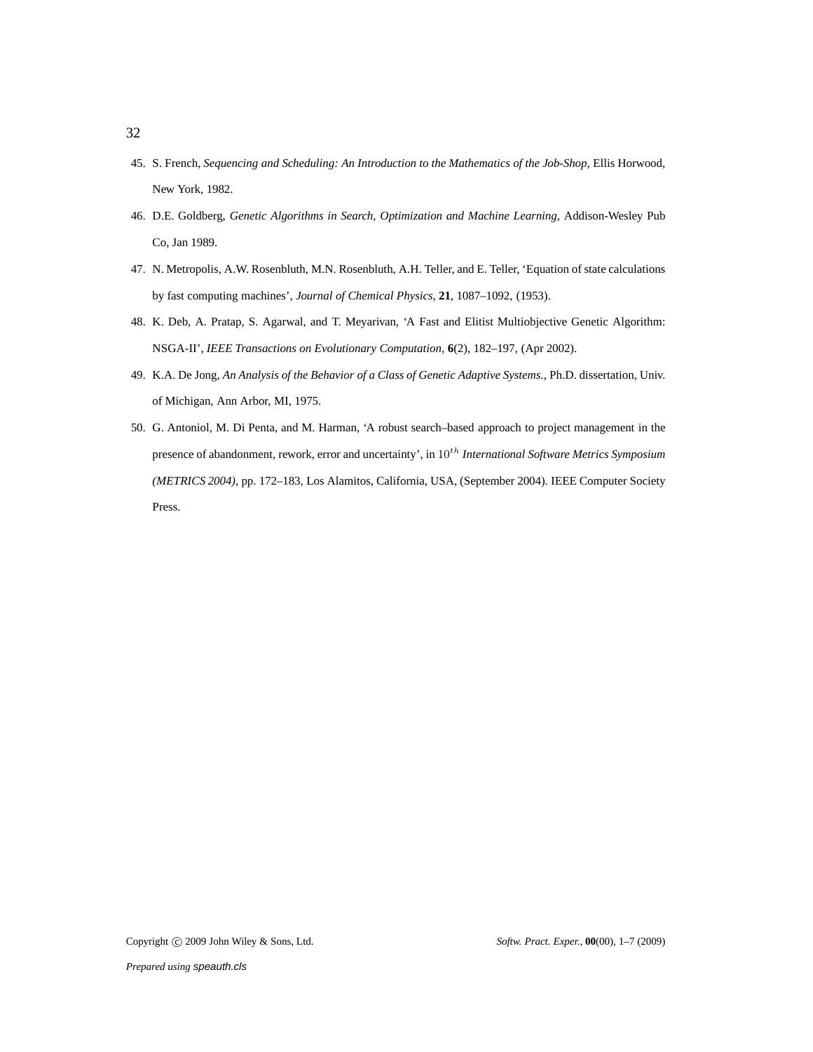45. S. French, *Sequencing and Scheduling: An Introduction to the Mathematics of the Job-Shop*, Ellis Horwood, New York, 1982.
46. D.E. Goldberg, *Genetic Algorithms in Search, Optimization and Machine Learning*, Addison-Wesley Pub Co, Jan 1989.
47. N. Metropolis, A.W. Rosenbluth, M.N. Rosenbluth, A.H. Teller, and E. Teller, 'Equation of state calculations by fast computing machines', *Journal of Chemical Physics*, **21**, 1087–1092, (1953).
48. K. Deb, A. Pratap, S. Agarwal, and T. Meyarivan, 'A Fast and Elitist Multiobjective Genetic Algorithm: NSGA-II', *IEEE Transactions on Evolutionary Computation*, **6**(2), 182–197, (Apr 2002).
49. K.A. De Jong, *An Analysis of the Behavior of a Class of Genetic Adaptive Systems.*, Ph.D. dissertation, Univ. of Michigan, Ann Arbor, MI, 1975.
50. G. Antoniol, M. Di Penta, and M. Harman, 'A robust search–based approach to project management in the presence of abandonment, rework, error and uncertainty', in $10^{th}$ *International Software Metrics Symposium (METRICS 2004)*, pp. 172–183, Los Alamitos, California, USA, (September 2004). IEEE Computer Society Press.